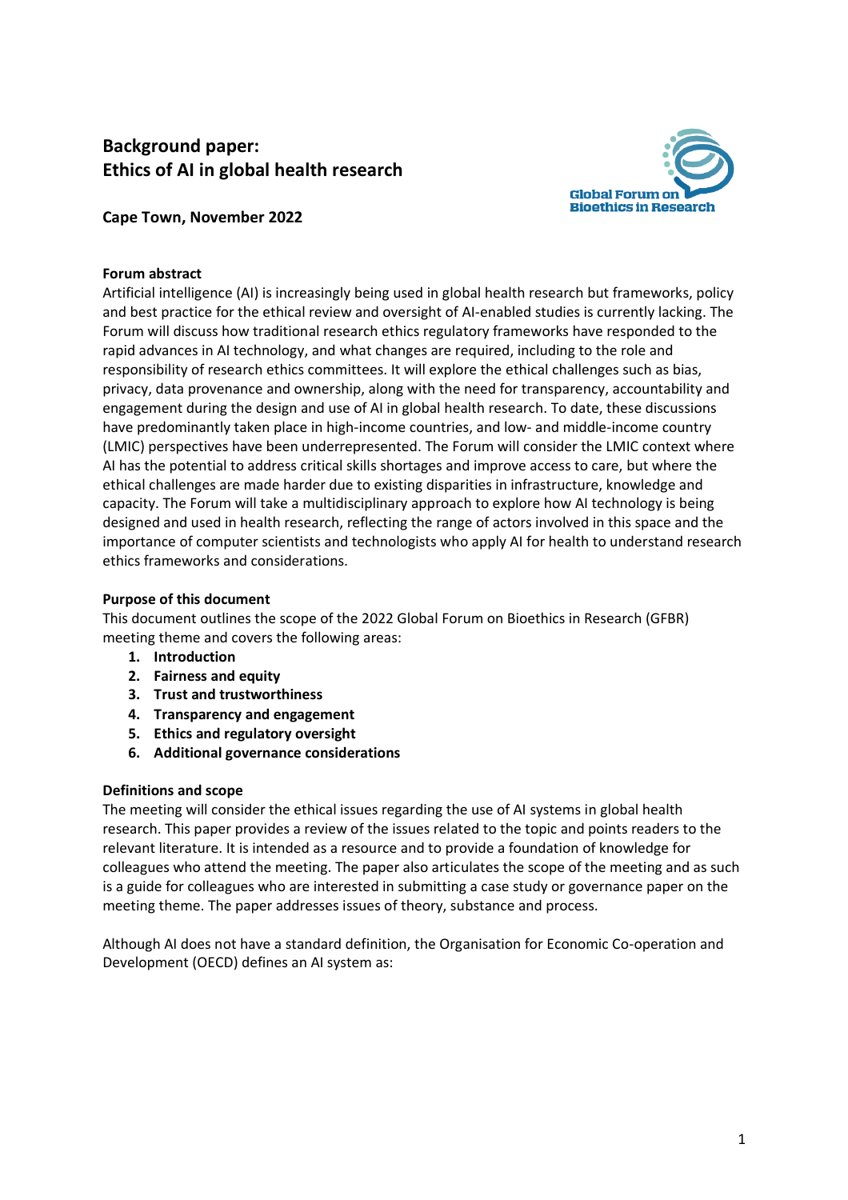# Background paper:
# Ethics of AI in global health research

**Cape Town, November 2022**

Global Forum on Bioethics in Research

**Forum abstract**

Artificial intelligence (AI) is increasingly being used in global health research but frameworks, policy and best practice for the ethical review and oversight of AI-enabled studies is currently lacking. The Forum will discuss how traditional research ethics regulatory frameworks have responded to the rapid advances in AI technology, and what changes are required, including to the role and responsibility of research ethics committees. It will explore the ethical challenges such as bias, privacy, data provenance and ownership, along with the need for transparency, accountability and engagement during the design and use of AI in global health research. To date, these discussions have predominantly taken place in high-income countries, and low- and middle-income country (LMIC) perspectives have been underrepresented. The Forum will consider the LMIC context where AI has the potential to address critical skills shortages and improve access to care, but where the ethical challenges are made harder due to existing disparities in infrastructure, knowledge and capacity. The Forum will take a multidisciplinary approach to explore how AI technology is being designed and used in health research, reflecting the range of actors involved in this space and the importance of computer scientists and technologists who apply AI for health to understand research ethics frameworks and considerations.

**Purpose of this document**

This document outlines the scope of the 2022 Global Forum on Bioethics in Research (GFBR) meeting theme and covers the following areas:

1. **Introduction**
2. **Fairness and equity**
3. **Trust and trustworthiness**
4. **Transparency and engagement**
5. **Ethics and regulatory oversight**
6. **Additional governance considerations**

**Definitions and scope**

The meeting will consider the ethical issues regarding the use of AI systems in global health research. This paper provides a review of the issues related to the topic and points readers to the relevant literature. It is intended as a resource and to provide a foundation of knowledge for colleagues who attend the meeting. The paper also articulates the scope of the meeting and as such is a guide for colleagues who are interested in submitting a case study or governance paper on the meeting theme. The paper addresses issues of theory, substance and process.

Although AI does not have a standard definition, the Organisation for Economic Co-operation and Development (OECD) defines an AI system as: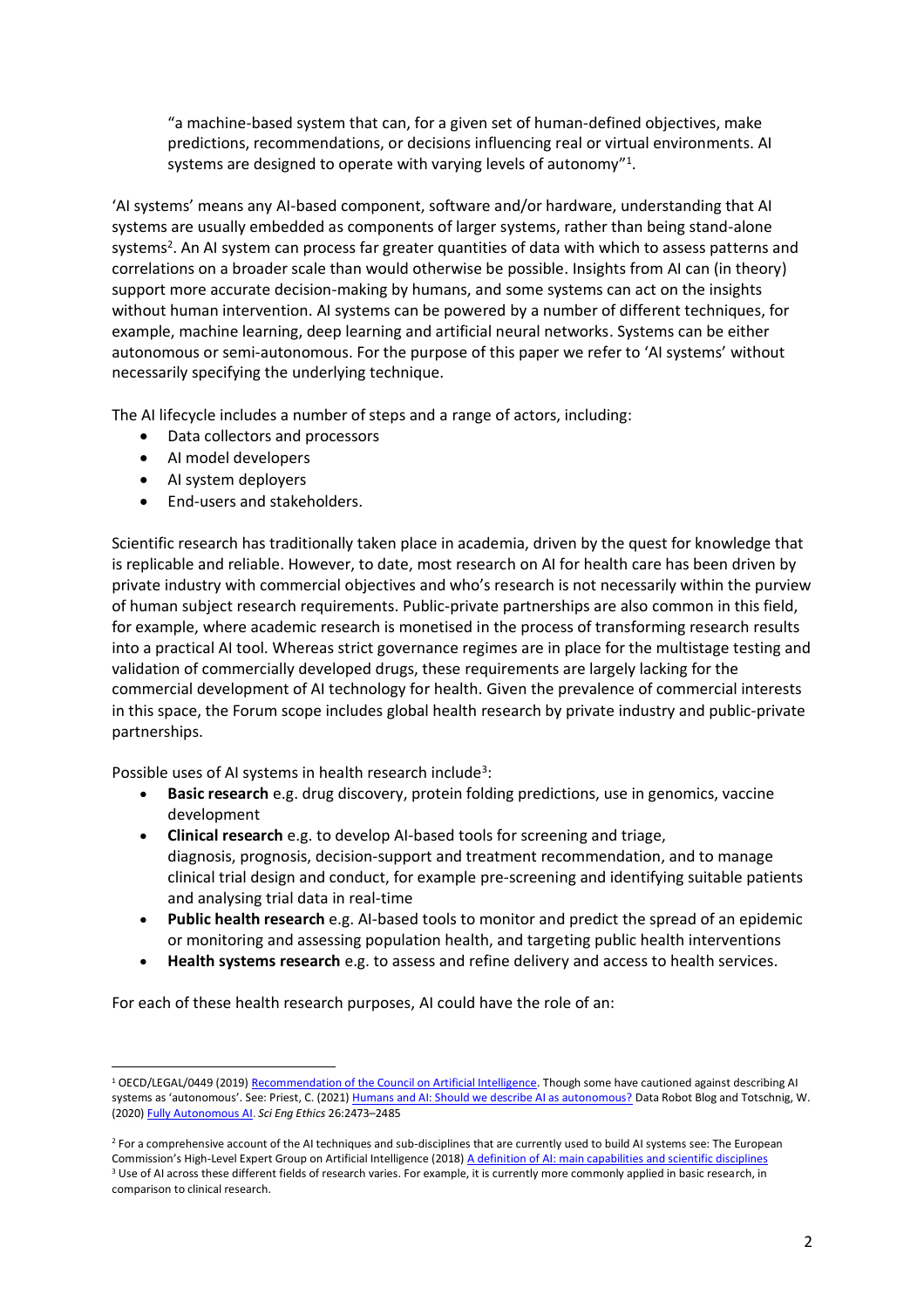> "a machine-based system that can, for a given set of human-defined objectives, make predictions, recommendations, or decisions influencing real or virtual environments. AI systems are designed to operate with varying levels of autonomy"[1].

'AI systems' means any AI-based component, software and/or hardware, understanding that AI systems are usually embedded as components of larger systems, rather than being stand-alone systems[2]. An AI system can process far greater quantities of data with which to assess patterns and correlations on a broader scale than would otherwise be possible. Insights from AI can (in theory) support more accurate decision-making by humans, and some systems can act on the insights without human intervention. AI systems can be powered by a number of different techniques, for example, machine learning, deep learning and artificial neural networks. Systems can be either autonomous or semi-autonomous. For the purpose of this paper we refer to 'AI systems' without necessarily specifying the underlying technique.

The AI lifecycle includes a number of steps and a range of actors, including:

- Data collectors and processors
- AI model developers
- AI system deployers
- End-users and stakeholders.

Scientific research has traditionally taken place in academia, driven by the quest for knowledge that is replicable and reliable. However, to date, most research on AI for health care has been driven by private industry with commercial objectives and who's research is not necessarily within the purview of human subject research requirements. Public-private partnerships are also common in this field, for example, where academic research is monetised in the process of transforming research results into a practical AI tool. Whereas strict governance regimes are in place for the multistage testing and validation of commercially developed drugs, these requirements are largely lacking for the commercial development of AI technology for health. Given the prevalence of commercial interests in this space, the Forum scope includes global health research by private industry and public-private partnerships.

Possible uses of AI systems in health research include[3]:

- **Basic research** e.g. drug discovery, protein folding predictions, use in genomics, vaccine development
- **Clinical research** e.g. to develop AI-based tools for screening and triage, diagnosis, prognosis, decision-support and treatment recommendation, and to manage clinical trial design and conduct, for example pre-screening and identifying suitable patients and analysing trial data in real-time
- **Public health research** e.g. AI-based tools to monitor and predict the spread of an epidemic or monitoring and assessing population health, and targeting public health interventions
- **Health systems research** e.g. to assess and refine delivery and access to health services.

For each of these health research purposes, AI could have the role of an:

---

[1] OECD/LEGAL/0449 (2019) Recommendation of the Council on Artificial Intelligence. Though some have cautioned against describing AI systems as 'autonomous'. See: Priest, C. (2021) Humans and AI: Should we describe AI as autonomous? Data Robot Blog and Totschnig, W. (2020) Fully Autonomous AI. *Sci Eng Ethics* 26:2473–2485

[2] For a comprehensive account of the AI techniques and sub-disciplines that are currently used to build AI systems see: The European Commission's High-Level Expert Group on Artificial Intelligence (2018) A definition of AI: main capabilities and scientific disciplines

[3] Use of AI across these different fields of research varies. For example, it is currently more commonly applied in basic research, in comparison to clinical research.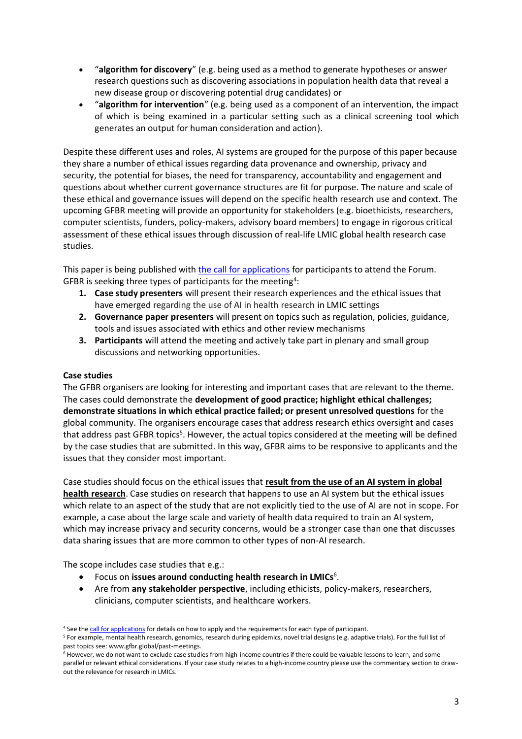- "**algorithm for discovery**" (e.g. being used as a method to generate hypotheses or answer research questions such as discovering associations in population health data that reveal a new disease group or discovering potential drug candidates) or
- "**algorithm for intervention**" (e.g. being used as a component of an intervention, the impact of which is being examined in a particular setting such as a clinical screening tool which generates an output for human consideration and action).

Despite these different uses and roles, AI systems are grouped for the purpose of this paper because they share a number of ethical issues regarding data provenance and ownership, privacy and security, the potential for biases, the need for transparency, accountability and engagement and questions about whether current governance structures are fit for purpose. The nature and scale of these ethical and governance issues will depend on the specific health research use and context. The upcoming GFBR meeting will provide an opportunity for stakeholders (e.g. bioethicists, researchers, computer scientists, funders, policy-makers, advisory board members) to engage in rigorous critical assessment of these ethical issues through discussion of real-life LMIC global health research case studies.

This paper is being published with the call for applications for participants to attend the Forum. GFBR is seeking three types of participants for the meeting[4]:

1. **Case study presenters** will present their research experiences and the ethical issues that have emerged regarding the use of AI in health research in LMIC settings
2. **Governance paper presenters** will present on topics such as regulation, policies, guidance, tools and issues associated with ethics and other review mechanisms
3. **Participants** will attend the meeting and actively take part in plenary and small group discussions and networking opportunities.

**Case studies**

The GFBR organisers are looking for interesting and important cases that are relevant to the theme. The cases could demonstrate the **development of good practice; highlight ethical challenges; demonstrate situations in which ethical practice failed; or present unresolved questions** for the global community. The organisers encourage cases that address research ethics oversight and cases that address past GFBR topics[5]. However, the actual topics considered at the meeting will be defined by the case studies that are submitted. In this way, GFBR aims to be responsive to applicants and the issues that they consider most important.

Case studies should focus on the ethical issues that **result from the use of an AI system in global health research**. Case studies on research that happens to use an AI system but the ethical issues which relate to an aspect of the study that are not explicitly tied to the use of AI are not in scope. For example, a case about the large scale and variety of health data required to train an AI system, which may increase privacy and security concerns, would be a stronger case than one that discusses data sharing issues that are more common to other types of non-AI research.

The scope includes case studies that e.g.:

- Focus on **issues around conducting health research in LMICs**[6].
- Are from **any stakeholder perspective**, including ethicists, policy-makers, researchers, clinicians, computer scientists, and healthcare workers.

---

[4] See the call for applications for details on how to apply and the requirements for each type of participant.

[5] For example, mental health research, genomics, research during epidemics, novel trial designs (e.g. adaptive trials). For the full list of past topics see: www.gfbr.global/past-meetings.

[6] However, we do not want to exclude case studies from high-income countries if there could be valuable lessons to learn, and some parallel or relevant ethical considerations. If your case study relates to a high-income country please use the commentary section to draw-out the relevance for research in LMICs.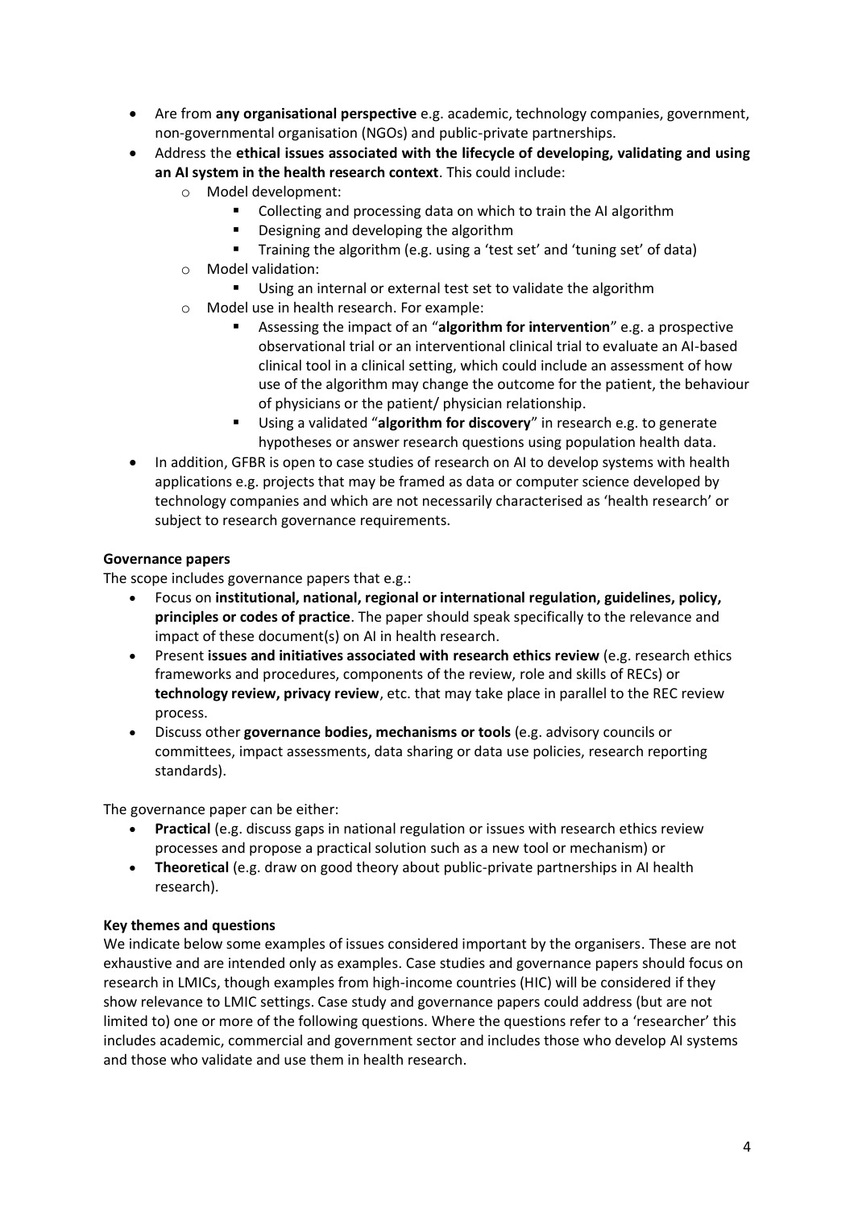- Are from **any organisational perspective** e.g. academic, technology companies, government, non-governmental organisation (NGOs) and public-private partnerships.
- Address the **ethical issues associated with the lifecycle of developing, validating and using an AI system in the health research context**. This could include:
  - Model development:
    - Collecting and processing data on which to train the AI algorithm
    - Designing and developing the algorithm
    - Training the algorithm (e.g. using a 'test set' and 'tuning set' of data)
  - Model validation:
    - Using an internal or external test set to validate the algorithm
  - Model use in health research. For example:
    - Assessing the impact of an "**algorithm for intervention**" e.g. a prospective observational trial or an interventional clinical trial to evaluate an AI-based clinical tool in a clinical setting, which could include an assessment of how use of the algorithm may change the outcome for the patient, the behaviour of physicians or the patient/ physician relationship.
    - Using a validated "**algorithm for discovery**" in research e.g. to generate hypotheses or answer research questions using population health data.
- In addition, GFBR is open to case studies of research on AI to develop systems with health applications e.g. projects that may be framed as data or computer science developed by technology companies and which are not necessarily characterised as 'health research' or subject to research governance requirements.

**Governance papers**

The scope includes governance papers that e.g.:

- Focus on **institutional, national, regional or international regulation, guidelines, policy, principles or codes of practice**. The paper should speak specifically to the relevance and impact of these document(s) on AI in health research.
- Present **issues and initiatives associated with research ethics review** (e.g. research ethics frameworks and procedures, components of the review, role and skills of RECs) or **technology review, privacy review**, etc. that may take place in parallel to the REC review process.
- Discuss other **governance bodies, mechanisms or tools** (e.g. advisory councils or committees, impact assessments, data sharing or data use policies, research reporting standards).

The governance paper can be either:

- **Practical** (e.g. discuss gaps in national regulation or issues with research ethics review processes and propose a practical solution such as a new tool or mechanism) or
- **Theoretical** (e.g. draw on good theory about public-private partnerships in AI health research).

**Key themes and questions**

We indicate below some examples of issues considered important by the organisers. These are not exhaustive and are intended only as examples. Case studies and governance papers should focus on research in LMICs, though examples from high-income countries (HIC) will be considered if they show relevance to LMIC settings. Case study and governance papers could address (but are not limited to) one or more of the following questions. Where the questions refer to a 'researcher' this includes academic, commercial and government sector and includes those who develop AI systems and those who validate and use them in health research.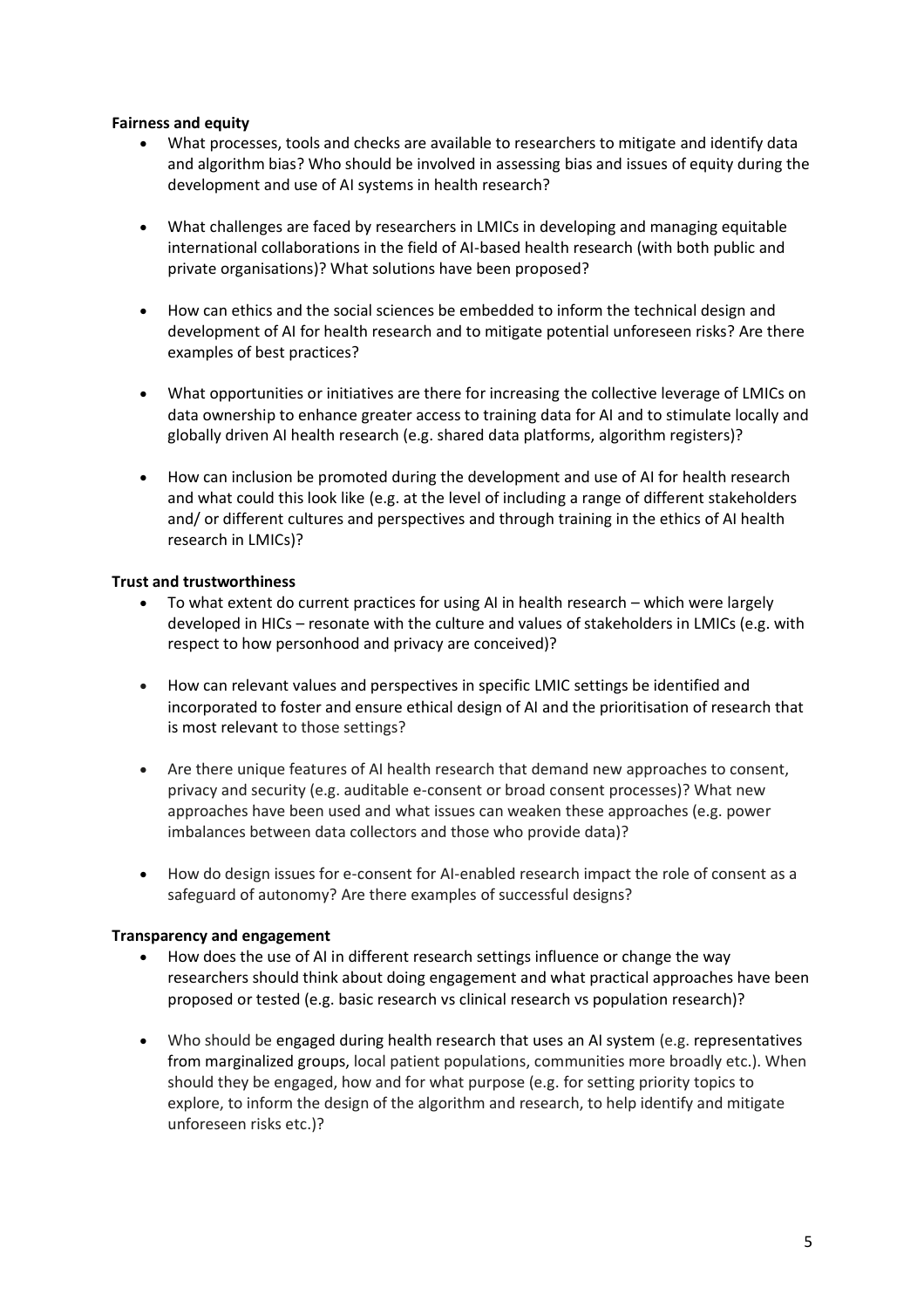**Fairness and equity**

- What processes, tools and checks are available to researchers to mitigate and identify data and algorithm bias? Who should be involved in assessing bias and issues of equity during the development and use of AI systems in health research?
- What challenges are faced by researchers in LMICs in developing and managing equitable international collaborations in the field of AI-based health research (with both public and private organisations)? What solutions have been proposed?
- How can ethics and the social sciences be embedded to inform the technical design and development of AI for health research and to mitigate potential unforeseen risks? Are there examples of best practices?
- What opportunities or initiatives are there for increasing the collective leverage of LMICs on data ownership to enhance greater access to training data for AI and to stimulate locally and globally driven AI health research (e.g. shared data platforms, algorithm registers)?
- How can inclusion be promoted during the development and use of AI for health research and what could this look like (e.g. at the level of including a range of different stakeholders and/ or different cultures and perspectives and through training in the ethics of AI health research in LMICs)?

**Trust and trustworthiness**

- To what extent do current practices for using AI in health research – which were largely developed in HICs – resonate with the culture and values of stakeholders in LMICs (e.g. with respect to how personhood and privacy are conceived)?
- How can relevant values and perspectives in specific LMIC settings be identified and incorporated to foster and ensure ethical design of AI and the prioritisation of research that is most relevant to those settings?
- Are there unique features of AI health research that demand new approaches to consent, privacy and security (e.g. auditable e-consent or broad consent processes)? What new approaches have been used and what issues can weaken these approaches (e.g. power imbalances between data collectors and those who provide data)?
- How do design issues for e-consent for AI-enabled research impact the role of consent as a safeguard of autonomy? Are there examples of successful designs?

**Transparency and engagement**

- How does the use of AI in different research settings influence or change the way researchers should think about doing engagement and what practical approaches have been proposed or tested (e.g. basic research vs clinical research vs population research)?
- Who should be engaged during health research that uses an AI system (e.g. representatives from marginalized groups, local patient populations, communities more broadly etc.). When should they be engaged, how and for what purpose (e.g. for setting priority topics to explore, to inform the design of the algorithm and research, to help identify and mitigate unforeseen risks etc.)?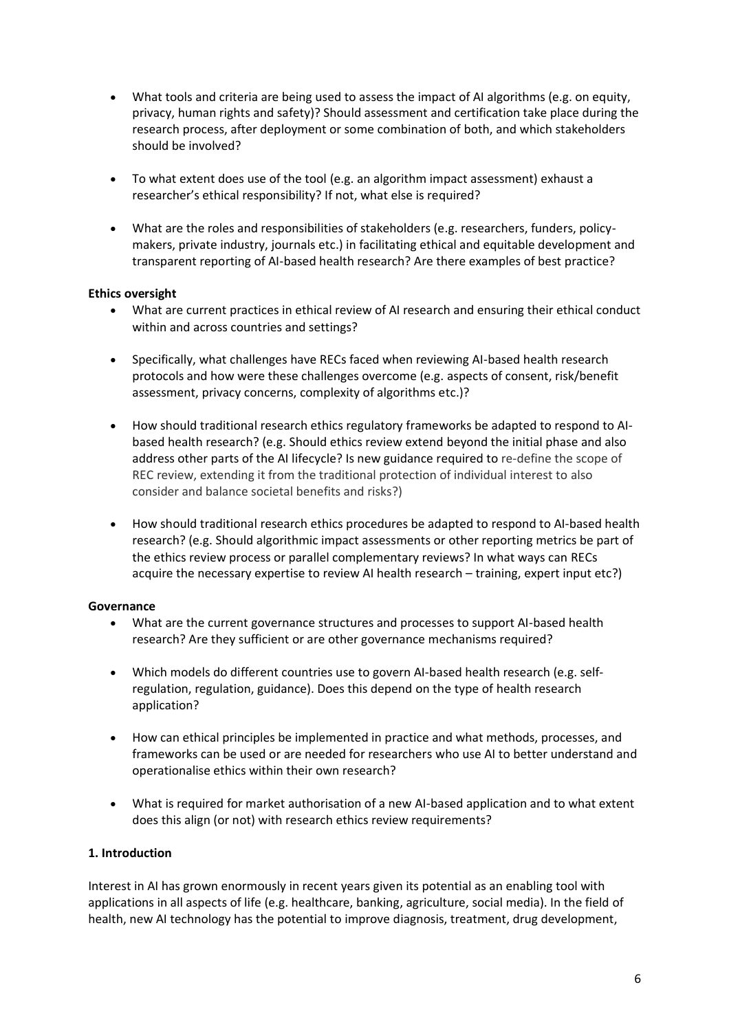- What tools and criteria are being used to assess the impact of AI algorithms (e.g. on equity, privacy, human rights and safety)? Should assessment and certification take place during the research process, after deployment or some combination of both, and which stakeholders should be involved?

- To what extent does use of the tool (e.g. an algorithm impact assessment) exhaust a researcher's ethical responsibility? If not, what else is required?

- What are the roles and responsibilities of stakeholders (e.g. researchers, funders, policy-makers, private industry, journals etc.) in facilitating ethical and equitable development and transparent reporting of AI-based health research? Are there examples of best practice?

**Ethics oversight**

- What are current practices in ethical review of AI research and ensuring their ethical conduct within and across countries and settings?

- Specifically, what challenges have RECs faced when reviewing AI-based health research protocols and how were these challenges overcome (e.g. aspects of consent, risk/benefit assessment, privacy concerns, complexity of algorithms etc.)?

- How should traditional research ethics regulatory frameworks be adapted to respond to AI-based health research? (e.g. Should ethics review extend beyond the initial phase and also address other parts of the AI lifecycle? Is new guidance required to re-define the scope of REC review, extending it from the traditional protection of individual interest to also consider and balance societal benefits and risks?)

- How should traditional research ethics procedures be adapted to respond to AI-based health research? (e.g. Should algorithmic impact assessments or other reporting metrics be part of the ethics review process or parallel complementary reviews? In what ways can RECs acquire the necessary expertise to review AI health research – training, expert input etc?)

**Governance**

- What are the current governance structures and processes to support AI-based health research? Are they sufficient or are other governance mechanisms required?

- Which models do different countries use to govern AI-based health research (e.g. self-regulation, regulation, guidance). Does this depend on the type of health research application?

- How can ethical principles be implemented in practice and what methods, processes, and frameworks can be used or are needed for researchers who use AI to better understand and operationalise ethics within their own research?

- What is required for market authorisation of a new AI-based application and to what extent does this align (or not) with research ethics review requirements?

## 1. Introduction

Interest in AI has grown enormously in recent years given its potential as an enabling tool with applications in all aspects of life (e.g. healthcare, banking, agriculture, social media). In the field of health, new AI technology has the potential to improve diagnosis, treatment, drug development,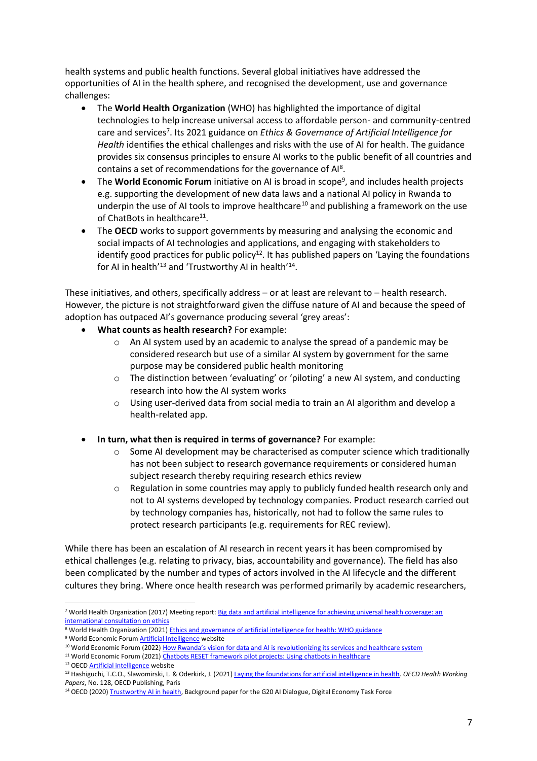health systems and public health functions. Several global initiatives have addressed the opportunities of AI in the health sphere, and recognised the development, use and governance challenges:

- The **World Health Organization** (WHO) has highlighted the importance of digital technologies to help increase universal access to affordable person- and community-centred care and services[7]. Its 2021 guidance on *Ethics & Governance of Artificial Intelligence for Health* identifies the ethical challenges and risks with the use of AI for health. The guidance provides six consensus principles to ensure AI works to the public benefit of all countries and contains a set of recommendations for the governance of AI[8].
- The **World Economic Forum** initiative on AI is broad in scope[9], and includes health projects e.g. supporting the development of new data laws and a national AI policy in Rwanda to underpin the use of AI tools to improve healthcare[10] and publishing a framework on the use of ChatBots in healthcare[11].
- The **OECD** works to support governments by measuring and analysing the economic and social impacts of AI technologies and applications, and engaging with stakeholders to identify good practices for public policy[12]. It has published papers on 'Laying the foundations for AI in health'[13] and 'Trustworthy AI in health'[14].

These initiatives, and others, specifically address – or at least are relevant to – health research. However, the picture is not straightforward given the diffuse nature of AI and because the speed of adoption has outpaced AI's governance producing several 'grey areas':

- **What counts as health research?** For example:
  - An AI system used by an academic to analyse the spread of a pandemic may be considered research but use of a similar AI system by government for the same purpose may be considered public health monitoring
  - The distinction between 'evaluating' or 'piloting' a new AI system, and conducting research into how the AI system works
  - Using user-derived data from social media to train an AI algorithm and develop a health-related app.

- **In turn, what then is required in terms of governance?** For example:
  - Some AI development may be characterised as computer science which traditionally has not been subject to research governance requirements or considered human subject research thereby requiring research ethics review
  - Regulation in some countries may apply to publicly funded health research only and not to AI systems developed by technology companies. Product research carried out by technology companies has, historically, not had to follow the same rules to protect research participants (e.g. requirements for REC review).

While there has been an escalation of AI research in recent years it has been compromised by ethical challenges (e.g. relating to privacy, bias, accountability and governance). The field has also been complicated by the number and types of actors involved in the AI lifecycle and the different cultures they bring. Where once health research was performed primarily by academic researchers,

---

[7] World Health Organization (2017) Meeting report: Big data and artificial intelligence for achieving universal health coverage: an international consultation on ethics

[8] World Health Organization (2021) Ethics and governance of artificial intelligence for health: WHO guidance

[9] World Economic Forum Artificial Intelligence website

[10] World Economic Forum (2022) How Rwanda's vision for data and AI is revolutionizing its services and healthcare system

[11] World Economic Forum (2021) Chatbots RESET framework pilot projects: Using chatbots in healthcare

[12] OECD Artificial intelligence website

[13] Hashiguchi, T.C.O., Slawomirski, L. & Oderkirk, J. (2021) Laying the foundations for artificial intelligence in health. *OECD Health Working Papers*, No. 128, OECD Publishing, Paris

[14] OECD (2020) Trustworthy AI in health, Background paper for the G20 AI Dialogue, Digital Economy Task Force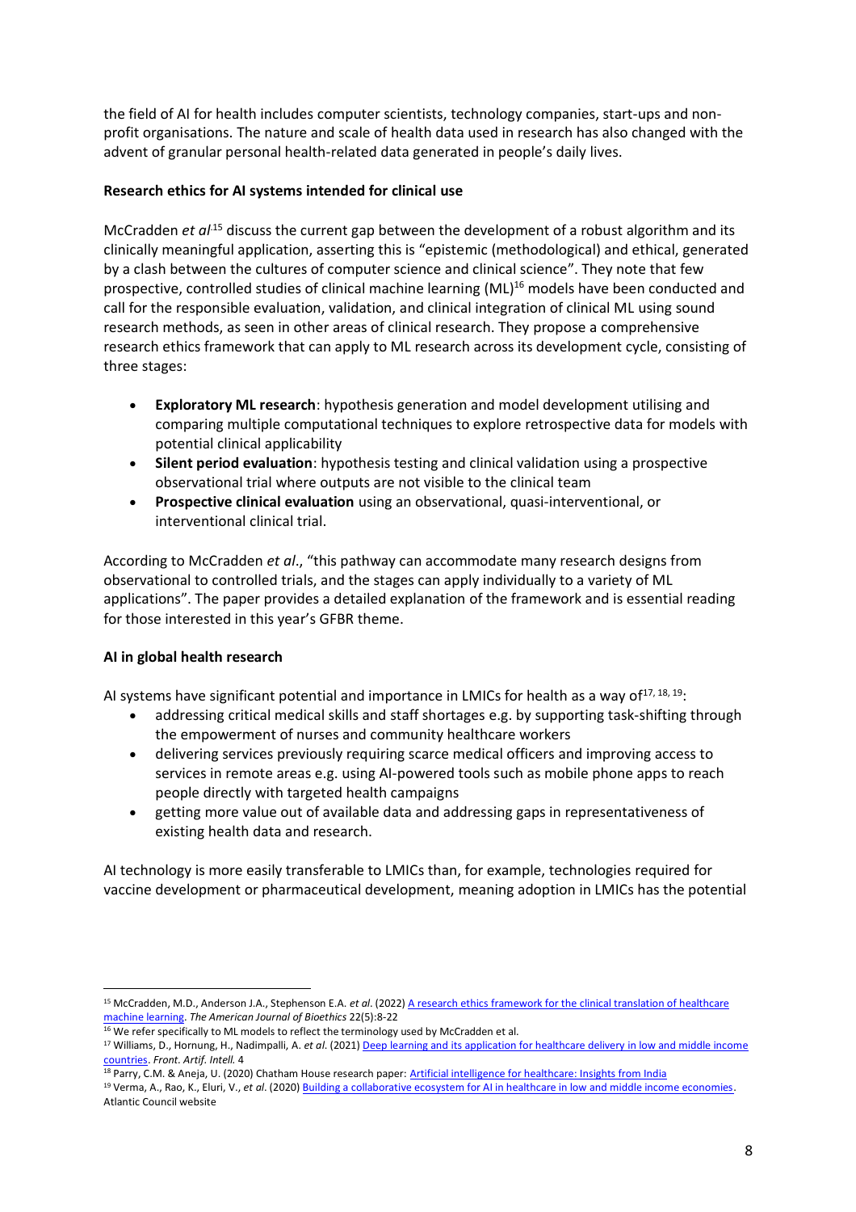the field of AI for health includes computer scientists, technology companies, start-ups and non-profit organisations. The nature and scale of health data used in research has also changed with the advent of granular personal health-related data generated in people's daily lives.

**Research ethics for AI systems intended for clinical use**

McCradden *et al*[15] discuss the current gap between the development of a robust algorithm and its clinically meaningful application, asserting this is "epistemic (methodological) and ethical, generated by a clash between the cultures of computer science and clinical science". They note that few prospective, controlled studies of clinical machine learning (ML)[16] models have been conducted and call for the responsible evaluation, validation, and clinical integration of clinical ML using sound research methods, as seen in other areas of clinical research. They propose a comprehensive research ethics framework that can apply to ML research across its development cycle, consisting of three stages:

- **Exploratory ML research**: hypothesis generation and model development utilising and comparing multiple computational techniques to explore retrospective data for models with potential clinical applicability
- **Silent period evaluation**: hypothesis testing and clinical validation using a prospective observational trial where outputs are not visible to the clinical team
- **Prospective clinical evaluation** using an observational, quasi-interventional, or interventional clinical trial.

According to McCradden *et al*., "this pathway can accommodate many research designs from observational to controlled trials, and the stages can apply individually to a variety of ML applications". The paper provides a detailed explanation of the framework and is essential reading for those interested in this year's GFBR theme.

**AI in global health research**

AI systems have significant potential and importance in LMICs for health as a way of[17, 18, 19]:

- addressing critical medical skills and staff shortages e.g. by supporting task-shifting through the empowerment of nurses and community healthcare workers
- delivering services previously requiring scarce medical officers and improving access to services in remote areas e.g. using AI-powered tools such as mobile phone apps to reach people directly with targeted health campaigns
- getting more value out of available data and addressing gaps in representativeness of existing health data and research.

AI technology is more easily transferable to LMICs than, for example, technologies required for vaccine development or pharmaceutical development, meaning adoption in LMICs has the potential

---

[15] McCradden, M.D., Anderson J.A., Stephenson E.A. *et al*. (2022) A research ethics framework for the clinical translation of healthcare machine learning. *The American Journal of Bioethics* 22(5):8-22

[16] We refer specifically to ML models to reflect the terminology used by McCradden et al.

[17] Williams, D., Hornung, H., Nadimpalli, A. *et al*. (2021) Deep learning and its application for healthcare delivery in low and middle income countries. *Front. Artif. Intell.* 4

[18] Parry, C.M. & Aneja, U. (2020) Chatham House research paper: Artificial intelligence for healthcare: Insights from India

[19] Verma, A., Rao, K., Eluri, V., *et al*. (2020) Building a collaborative ecosystem for AI in healthcare in low and middle income economies. Atlantic Council website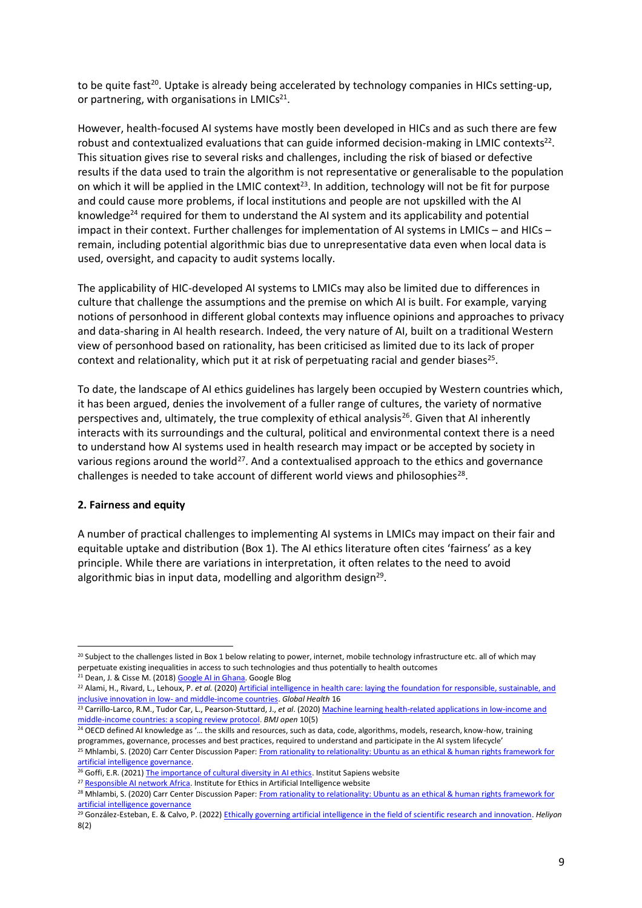to be quite fast[20]. Uptake is already being accelerated by technology companies in HICs setting-up, or partnering, with organisations in LMICs[21].

However, health-focused AI systems have mostly been developed in HICs and as such there are few robust and contextualized evaluations that can guide informed decision-making in LMIC contexts[22]. This situation gives rise to several risks and challenges, including the risk of biased or defective results if the data used to train the algorithm is not representative or generalisable to the population on which it will be applied in the LMIC context[23]. In addition, technology will not be fit for purpose and could cause more problems, if local institutions and people are not upskilled with the AI knowledge[24] required for them to understand the AI system and its applicability and potential impact in their context. Further challenges for implementation of AI systems in LMICs – and HICs – remain, including potential algorithmic bias due to unrepresentative data even when local data is used, oversight, and capacity to audit systems locally.

The applicability of HIC-developed AI systems to LMICs may also be limited due to differences in culture that challenge the assumptions and the premise on which AI is built. For example, varying notions of personhood in different global contexts may influence opinions and approaches to privacy and data-sharing in AI health research. Indeed, the very nature of AI, built on a traditional Western view of personhood based on rationality, has been criticised as limited due to its lack of proper context and relationality, which put it at risk of perpetuating racial and gender biases[25].

To date, the landscape of AI ethics guidelines has largely been occupied by Western countries which, it has been argued, denies the involvement of a fuller range of cultures, the variety of normative perspectives and, ultimately, the true complexity of ethical analysis[26]. Given that AI inherently interacts with its surroundings and the cultural, political and environmental context there is a need to understand how AI systems used in health research may impact or be accepted by society in various regions around the world[27]. And a contextualised approach to the ethics and governance challenges is needed to take account of different world views and philosophies[28].

## 2. Fairness and equity

A number of practical challenges to implementing AI systems in LMICs may impact on their fair and equitable uptake and distribution (Box 1). The AI ethics literature often cites 'fairness' as a key principle. While there are variations in interpretation, it often relates to the need to avoid algorithmic bias in input data, modelling and algorithm design[29].

---

[20] Subject to the challenges listed in Box 1 below relating to power, internet, mobile technology infrastructure etc. all of which may perpetuate existing inequalities in access to such technologies and thus potentially to health outcomes

[21] Dean, J. & Cisse M. (2018) Google AI in Ghana. Google Blog

[22] Alami, H., Rivard, L., Lehoux, P. *et al.* (2020) Artificial intelligence in health care: laying the foundation for responsible, sustainable, and inclusive innovation in low- and middle-income countries. *Global Health* 16

[23] Carrillo-Larco, R.M., Tudor Car, L., Pearson-Stuttard, J., *et al*. (2020) Machine learning health-related applications in low-income and middle-income countries: a scoping review protocol. *BMJ open* 10(5)

[24] OECD defined AI knowledge as '… the skills and resources, such as data, code, algorithms, models, research, know-how, training programmes, governance, processes and best practices, required to understand and participate in the AI system lifecycle'

[25] Mhlambi, S. (2020) Carr Center Discussion Paper: From rationality to relationality: Ubuntu as an ethical & human rights framework for artificial intelligence governance.

[26] Goffi, E.R. (2021) The importance of cultural diversity in AI ethics. Institut Sapiens website

[27] Responsible AI network Africa. Institute for Ethics in Artificial Intelligence website

[28] Mhlambi, S. (2020) Carr Center Discussion Paper: From rationality to relationality: Ubuntu as an ethical & human rights framework for artificial intelligence governance

[29] González-Esteban, E. & Calvo, P. (2022) Ethically governing artificial intelligence in the field of scientific research and innovation. *Heliyon* 8(2)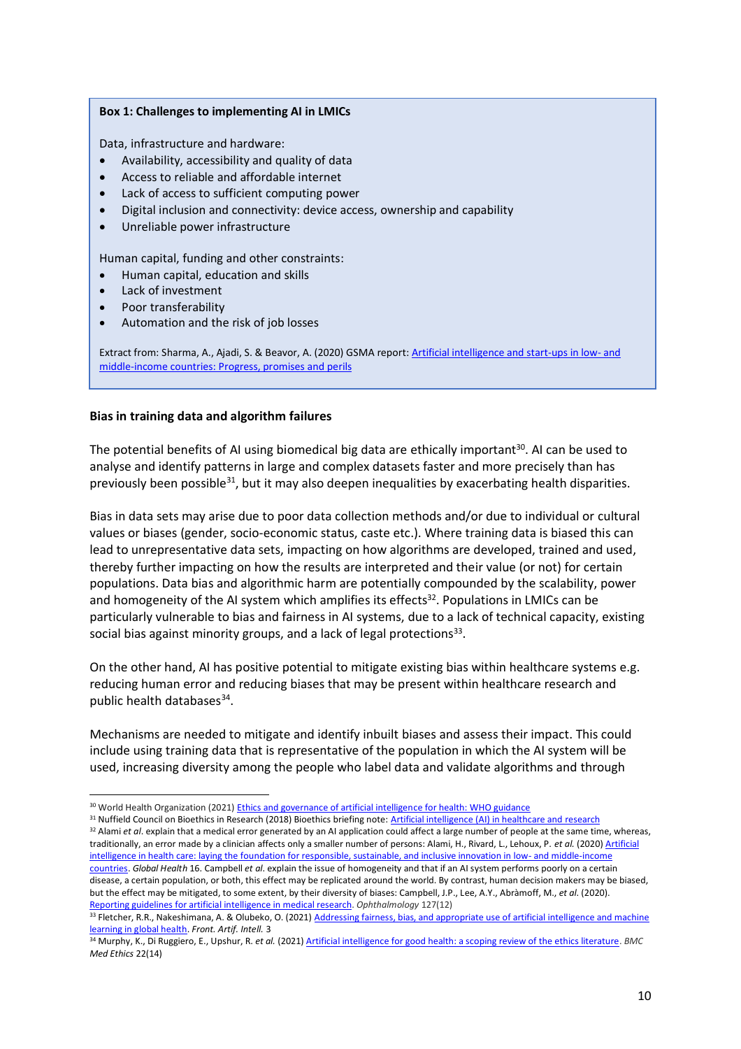**Box 1: Challenges to implementing AI in LMICs**

Data, infrastructure and hardware:

- Availability, accessibility and quality of data
- Access to reliable and affordable internet
- Lack of access to sufficient computing power
- Digital inclusion and connectivity: device access, ownership and capability
- Unreliable power infrastructure

Human capital, funding and other constraints:

- Human capital, education and skills
- Lack of investment
- Poor transferability
- Automation and the risk of job losses

Extract from: Sharma, A., Ajadi, S. & Beavor, A. (2020) GSMA report: Artificial intelligence and start-ups in low- and middle-income countries: Progress, promises and perils

### Bias in training data and algorithm failures

The potential benefits of AI using biomedical big data are ethically important[30]. AI can be used to analyse and identify patterns in large and complex datasets faster and more precisely than has previously been possible[31], but it may also deepen inequalities by exacerbating health disparities.

Bias in data sets may arise due to poor data collection methods and/or due to individual or cultural values or biases (gender, socio-economic status, caste etc.). Where training data is biased this can lead to unrepresentative data sets, impacting on how algorithms are developed, trained and used, thereby further impacting on how the results are interpreted and their value (or not) for certain populations. Data bias and algorithmic harm are potentially compounded by the scalability, power and homogeneity of the AI system which amplifies its effects[32]. Populations in LMICs can be particularly vulnerable to bias and fairness in AI systems, due to a lack of technical capacity, existing social bias against minority groups, and a lack of legal protections[33].

On the other hand, AI has positive potential to mitigate existing bias within healthcare systems e.g. reducing human error and reducing biases that may be present within healthcare research and public health databases[34].

Mechanisms are needed to mitigate and identify inbuilt biases and assess their impact. This could include using training data that is representative of the population in which the AI system will be used, increasing diversity among the people who label data and validate algorithms and through

---

[30] World Health Organization (2021) Ethics and governance of artificial intelligence for health: WHO guidance

[31] Nuffield Council on Bioethics in Research (2018) Bioethics briefing note: Artificial intelligence (AI) in healthcare and research

[32] Alami *et al*. explain that a medical error generated by an AI application could affect a large number of people at the same time, whereas, traditionally, an error made by a clinician affects only a smaller number of persons: Alami, H., Rivard, L., Lehoux, P. *et al.* (2020) Artificial intelligence in health care: laying the foundation for responsible, sustainable, and inclusive innovation in low- and middle-income countries. *Global Health* 16. Campbell *et al*. explain the issue of homogeneity and that if an AI system performs poorly on a certain disease, a certain population, or both, this effect may be replicated around the world. By contrast, human decision makers may be biased, but the effect may be mitigated, to some extent, by their diversity of biases: Campbell, J.P., Lee, A.Y., Abràmoff, M., *et al.* (2020). Reporting guidelines for artificial intelligence in medical research. *Ophthalmology* 127(12)

[33] Fletcher, R.R., Nakeshimana, A. & Olubeko, O. (2021) Addressing fairness, bias, and appropriate use of artificial intelligence and machine learning in global health. *Front. Artif. Intell.* 3

[34] Murphy, K., Di Ruggiero, E., Upshur, R. *et al.* (2021) Artificial intelligence for good health: a scoping review of the ethics literature. *BMC Med Ethics* 22(14)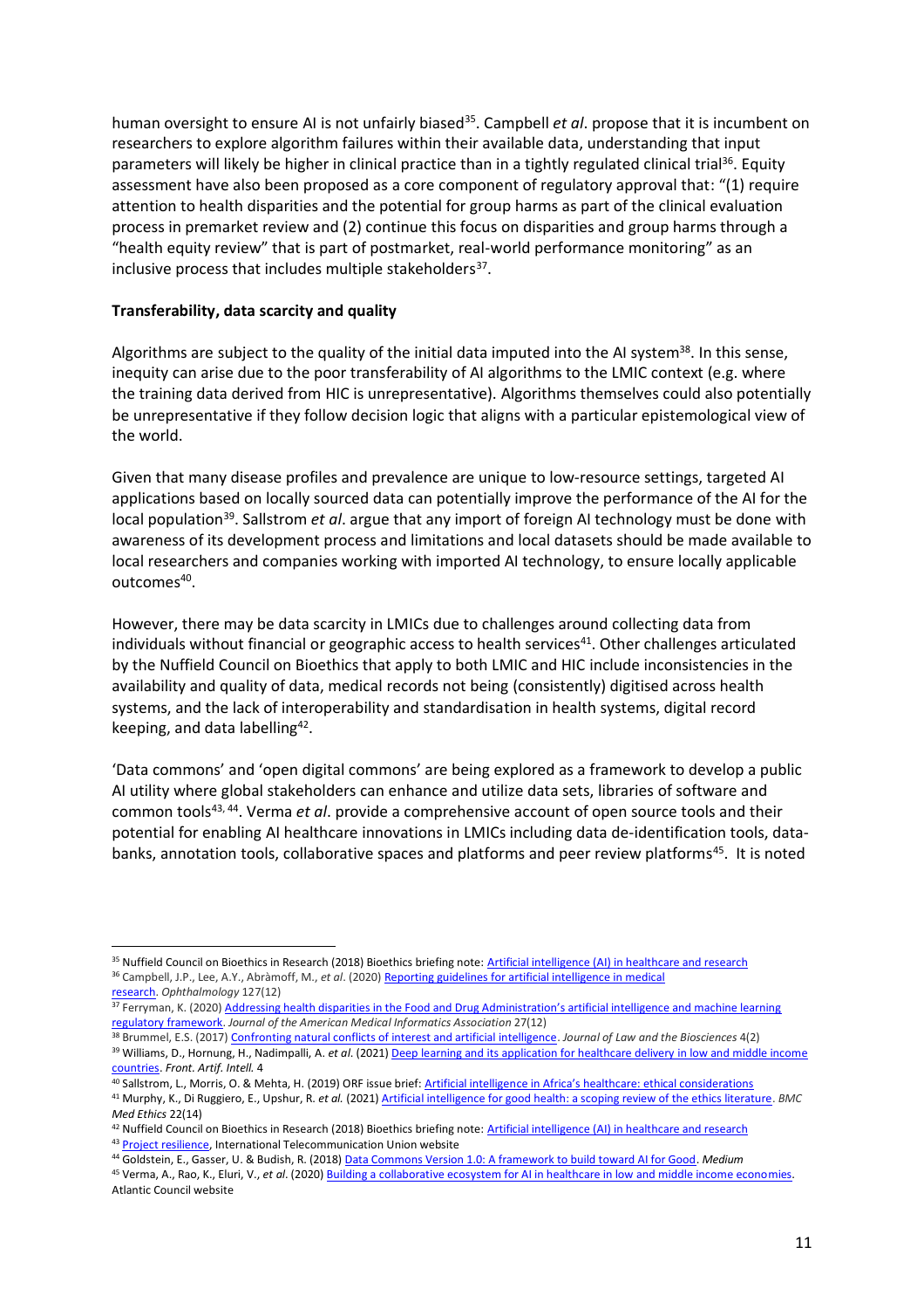human oversight to ensure AI is not unfairly biased[35]. Campbell *et al*. propose that it is incumbent on researchers to explore algorithm failures within their available data, understanding that input parameters will likely be higher in clinical practice than in a tightly regulated clinical trial[36]. Equity assessment have also been proposed as a core component of regulatory approval that: "(1) require attention to health disparities and the potential for group harms as part of the clinical evaluation process in premarket review and (2) continue this focus on disparities and group harms through a "health equity review" that is part of postmarket, real-world performance monitoring" as an inclusive process that includes multiple stakeholders[37].

**Transferability, data scarcity and quality**

Algorithms are subject to the quality of the initial data imputed into the AI system[38]. In this sense, inequity can arise due to the poor transferability of AI algorithms to the LMIC context (e.g. where the training data derived from HIC is unrepresentative). Algorithms themselves could also potentially be unrepresentative if they follow decision logic that aligns with a particular epistemological view of the world.

Given that many disease profiles and prevalence are unique to low-resource settings, targeted AI applications based on locally sourced data can potentially improve the performance of the AI for the local population[39]. Sallstrom *et al*. argue that any import of foreign AI technology must be done with awareness of its development process and limitations and local datasets should be made available to local researchers and companies working with imported AI technology, to ensure locally applicable outcomes[40].

However, there may be data scarcity in LMICs due to challenges around collecting data from individuals without financial or geographic access to health services[41]. Other challenges articulated by the Nuffield Council on Bioethics that apply to both LMIC and HIC include inconsistencies in the availability and quality of data, medical records not being (consistently) digitised across health systems, and the lack of interoperability and standardisation in health systems, digital record keeping, and data labelling[42].

'Data commons' and 'open digital commons' are being explored as a framework to develop a public AI utility where global stakeholders can enhance and utilize data sets, libraries of software and common tools[43, 44]. Verma *et al*. provide a comprehensive account of open source tools and their potential for enabling AI healthcare innovations in LMICs including data de-identification tools, data-banks, annotation tools, collaborative spaces and platforms and peer review platforms[45]. It is noted

---

[35] Nuffield Council on Bioethics in Research (2018) Bioethics briefing note: Artificial intelligence (AI) in healthcare and research

[36] Campbell, J.P., Lee, A.Y., Abràmoff, M., *et al*. (2020) Reporting guidelines for artificial intelligence in medical research. *Ophthalmology* 127(12)

[37] Ferryman, K. (2020) Addressing health disparities in the Food and Drug Administration's artificial intelligence and machine learning regulatory framework. *Journal of the American Medical Informatics Association* 27(12)

[38] Brummel, E.S. (2017) Confronting natural conflicts of interest and artificial intelligence. *Journal of Law and the Biosciences* 4(2)

[39] Williams, D., Hornung, H., Nadimpalli, A. *et al*. (2021) Deep learning and its application for healthcare delivery in low and middle income countries. *Front. Artif. Intell.* 4

[40] Sallstrom, L., Morris, O. & Mehta, H. (2019) ORF issue brief: Artificial intelligence in Africa's healthcare: ethical considerations

[41] Murphy, K., Di Ruggiero, E., Upshur, R. *et al.* (2021) Artificial intelligence for good health: a scoping review of the ethics literature. *BMC Med Ethics* 22(14)

[42] Nuffield Council on Bioethics in Research (2018) Bioethics briefing note: Artificial intelligence (AI) in healthcare and research

[43] Project resilience, International Telecommunication Union website

[44] Goldstein, E., Gasser, U. & Budish, R. (2018) Data Commons Version 1.0: A framework to build toward AI for Good. *Medium*

[45] Verma, A., Rao, K., Eluri, V., *et al*. (2020) Building a collaborative ecosystem for AI in healthcare in low and middle income economies. Atlantic Council website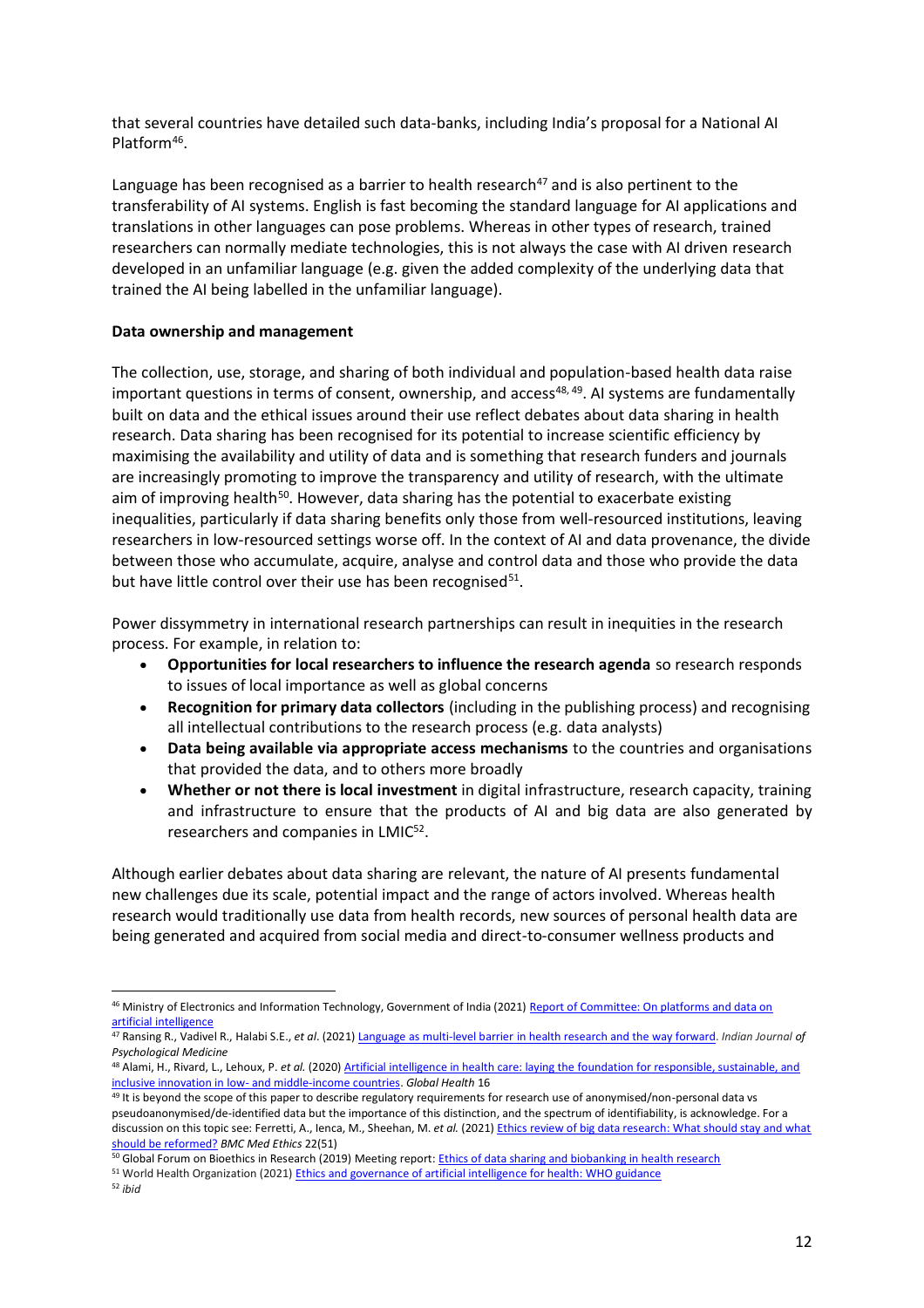that several countries have detailed such data-banks, including India's proposal for a National AI Platform[46].

Language has been recognised as a barrier to health research[47] and is also pertinent to the transferability of AI systems. English is fast becoming the standard language for AI applications and translations in other languages can pose problems. Whereas in other types of research, trained researchers can normally mediate technologies, this is not always the case with AI driven research developed in an unfamiliar language (e.g. given the added complexity of the underlying data that trained the AI being labelled in the unfamiliar language).

**Data ownership and management**

The collection, use, storage, and sharing of both individual and population-based health data raise important questions in terms of consent, ownership, and access[48, 49]. AI systems are fundamentally built on data and the ethical issues around their use reflect debates about data sharing in health research. Data sharing has been recognised for its potential to increase scientific efficiency by maximising the availability and utility of data and is something that research funders and journals are increasingly promoting to improve the transparency and utility of research, with the ultimate aim of improving health[50]. However, data sharing has the potential to exacerbate existing inequalities, particularly if data sharing benefits only those from well-resourced institutions, leaving researchers in low-resourced settings worse off. In the context of AI and data provenance, the divide between those who accumulate, acquire, analyse and control data and those who provide the data but have little control over their use has been recognised[51].

Power dissymmetry in international research partnerships can result in inequities in the research process. For example, in relation to:

- **Opportunities for local researchers to influence the research agenda** so research responds to issues of local importance as well as global concerns
- **Recognition for primary data collectors** (including in the publishing process) and recognising all intellectual contributions to the research process (e.g. data analysts)
- **Data being available via appropriate access mechanisms** to the countries and organisations that provided the data, and to others more broadly
- **Whether or not there is local investment** in digital infrastructure, research capacity, training and infrastructure to ensure that the products of AI and big data are also generated by researchers and companies in LMIC[52].

Although earlier debates about data sharing are relevant, the nature of AI presents fundamental new challenges due its scale, potential impact and the range of actors involved. Whereas health research would traditionally use data from health records, new sources of personal health data are being generated and acquired from social media and direct-to-consumer wellness products and

---

[46] Ministry of Electronics and Information Technology, Government of India (2021) Report of Committee: On platforms and data on artificial intelligence

[47] Ransing R., Vadivel R., Halabi S.E., *et al*. (2021) Language as multi-level barrier in health research and the way forward. *Indian Journal of Psychological Medicine*

[48] Alami, H., Rivard, L., Lehoux, P. *et al.* (2020) Artificial intelligence in health care: laying the foundation for responsible, sustainable, and inclusive innovation in low- and middle-income countries. *Global Health* 16

[49] It is beyond the scope of this paper to describe regulatory requirements for research use of anonymised/non-personal data vs pseudoanonymised/de-identified data but the importance of this distinction, and the spectrum of identifiability, is acknowledge. For a discussion on this topic see: Ferretti, A., Ienca, M., Sheehan, M. *et al.* (2021) Ethics review of big data research: What should stay and what should be reformed? *BMC Med Ethics* 22(51)

[50] Global Forum on Bioethics in Research (2019) Meeting report: Ethics of data sharing and biobanking in health research

[51] World Health Organization (2021) Ethics and governance of artificial intelligence for health: WHO guidance

[52] *ibid*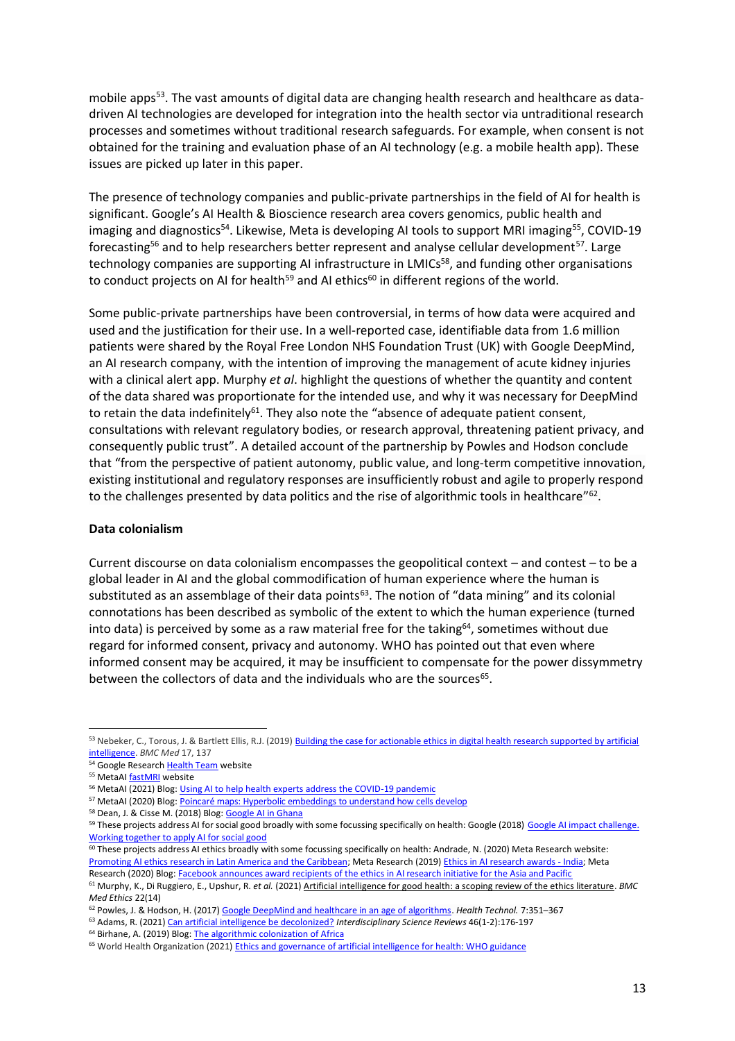mobile apps[53]. The vast amounts of digital data are changing health research and healthcare as data-driven AI technologies are developed for integration into the health sector via untraditional research processes and sometimes without traditional research safeguards. For example, when consent is not obtained for the training and evaluation phase of an AI technology (e.g. a mobile health app). These issues are picked up later in this paper.

The presence of technology companies and public-private partnerships in the field of AI for health is significant. Google's AI Health & Bioscience research area covers genomics, public health and imaging and diagnostics[54]. Likewise, Meta is developing AI tools to support MRI imaging[55], COVID-19 forecasting[56] and to help researchers better represent and analyse cellular development[57]. Large technology companies are supporting AI infrastructure in LMICs[58], and funding other organisations to conduct projects on AI for health[59] and AI ethics[60] in different regions of the world.

Some public-private partnerships have been controversial, in terms of how data were acquired and used and the justification for their use. In a well-reported case, identifiable data from 1.6 million patients were shared by the Royal Free London NHS Foundation Trust (UK) with Google DeepMind, an AI research company, with the intention of improving the management of acute kidney injuries with a clinical alert app. Murphy *et al*. highlight the questions of whether the quantity and content of the data shared was proportionate for the intended use, and why it was necessary for DeepMind to retain the data indefinitely[61]. They also note the "absence of adequate patient consent, consultations with relevant regulatory bodies, or research approval, threatening patient privacy, and consequently public trust". A detailed account of the partnership by Powles and Hodson conclude that "from the perspective of patient autonomy, public value, and long-term competitive innovation, existing institutional and regulatory responses are insufficiently robust and agile to properly respond to the challenges presented by data politics and the rise of algorithmic tools in healthcare"[62].

**Data colonialism**

Current discourse on data colonialism encompasses the geopolitical context – and contest – to be a global leader in AI and the global commodification of human experience where the human is substituted as an assemblage of their data points[63]. The notion of "data mining" and its colonial connotations has been described as symbolic of the extent to which the human experience (turned into data) is perceived by some as a raw material free for the taking[64], sometimes without due regard for informed consent, privacy and autonomy. WHO has pointed out that even where informed consent may be acquired, it may be insufficient to compensate for the power dissymmetry between the collectors of data and the individuals who are the sources[65].

---

[53] Nebeker, C., Torous, J. & Bartlett Ellis, R.J. (2019) Building the case for actionable ethics in digital health research supported by artificial intelligence. *BMC Med* 17, 137

[54] Google Research Health Team website

[55] MetaAI fastMRI website

[56] MetaAI (2021) Blog: Using AI to help health experts address the COVID-19 pandemic

[57] MetaAI (2020) Blog: Poincaré maps: Hyperbolic embeddings to understand how cells develop

[58] Dean, J. & Cisse M. (2018) Blog: Google AI in Ghana

[59] These projects address AI for social good broadly with some focussing specifically on health: Google (2018) Google AI impact challenge. Working together to apply AI for social good

[60] These projects address AI ethics broadly with some focussing specifically on health: Andrade, N. (2020) Meta Research website: Promoting AI ethics research in Latin America and the Caribbean; Meta Research (2019) Ethics in AI research awards - India; Meta Research (2020) Blog: Facebook announces award recipients of the ethics in AI research initiative for the Asia and Pacific

[61] Murphy, K., Di Ruggiero, E., Upshur, R. *et al.* (2021) Artificial intelligence for good health: a scoping review of the ethics literature. *BMC Med Ethics* 22(14)

[62] Powles, J. & Hodson, H. (2017) Google DeepMind and healthcare in an age of algorithms. *Health Technol.* 7:351–367

[63] Adams, R. (2021) Can artificial intelligence be decolonized? *Interdisciplinary Science Reviews* 46(1-2):176-197

[64] Birhane, A. (2019) Blog: The algorithmic colonization of Africa

[65] World Health Organization (2021) Ethics and governance of artificial intelligence for health: WHO guidance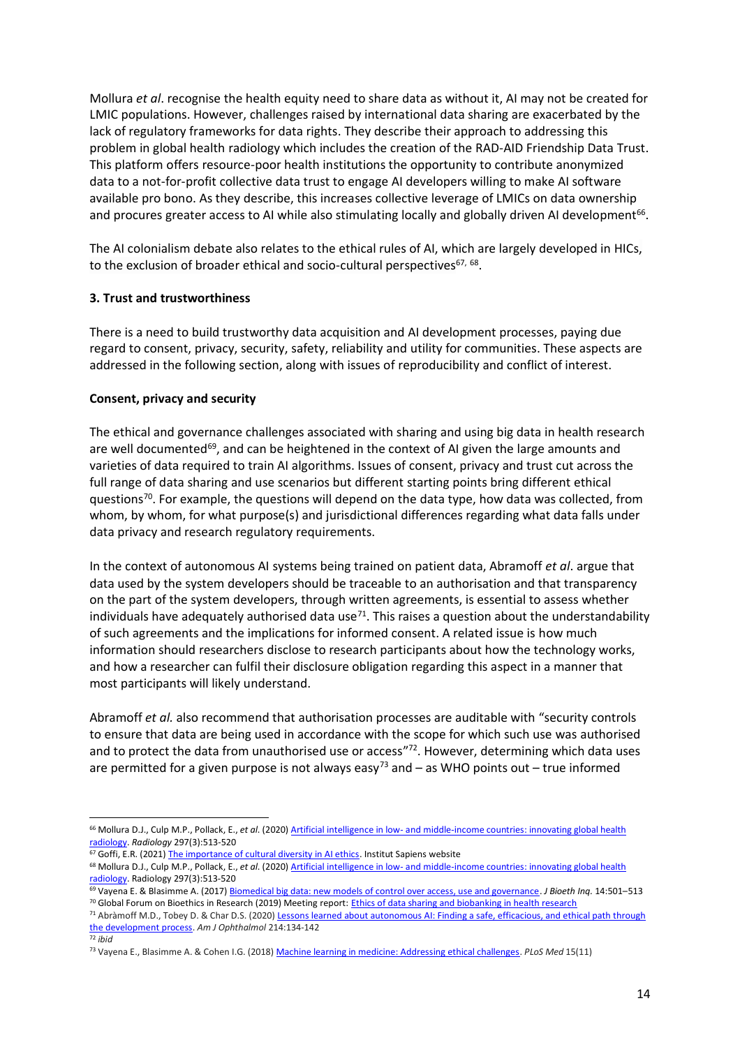Mollura *et al*. recognise the health equity need to share data as without it, AI may not be created for LMIC populations. However, challenges raised by international data sharing are exacerbated by the lack of regulatory frameworks for data rights. They describe their approach to addressing this problem in global health radiology which includes the creation of the RAD-AID Friendship Data Trust. This platform offers resource-poor health institutions the opportunity to contribute anonymized data to a not-for-profit collective data trust to engage AI developers willing to make AI software available pro bono. As they describe, this increases collective leverage of LMICs on data ownership and procures greater access to AI while also stimulating locally and globally driven AI development[66].

The AI colonialism debate also relates to the ethical rules of AI, which are largely developed in HICs, to the exclusion of broader ethical and socio-cultural perspectives[67, 68].

### 3. Trust and trustworthiness

There is a need to build trustworthy data acquisition and AI development processes, paying due regard to consent, privacy, security, safety, reliability and utility for communities. These aspects are addressed in the following section, along with issues of reproducibility and conflict of interest.

#### Consent, privacy and security

The ethical and governance challenges associated with sharing and using big data in health research are well documented[69], and can be heightened in the context of AI given the large amounts and varieties of data required to train AI algorithms. Issues of consent, privacy and trust cut across the full range of data sharing and use scenarios but different starting points bring different ethical questions[70]. For example, the questions will depend on the data type, how data was collected, from whom, by whom, for what purpose(s) and jurisdictional differences regarding what data falls under data privacy and research regulatory requirements.

In the context of autonomous AI systems being trained on patient data, Abramoff *et al*. argue that data used by the system developers should be traceable to an authorisation and that transparency on the part of the system developers, through written agreements, is essential to assess whether individuals have adequately authorised data use[71]. This raises a question about the understandability of such agreements and the implications for informed consent. A related issue is how much information should researchers disclose to research participants about how the technology works, and how a researcher can fulfil their disclosure obligation regarding this aspect in a manner that most participants will likely understand.

Abramoff *et al.* also recommend that authorisation processes are auditable with "security controls to ensure that data are being used in accordance with the scope for which such use was authorised and to protect the data from unauthorised use or access"[72]. However, determining which data uses are permitted for a given purpose is not always easy[73] and – as WHO points out – true informed

---

[66] Mollura D.J., Culp M.P., Pollack, E., *et al.* (2020) Artificial intelligence in low- and middle-income countries: innovating global health radiology. *Radiology* 297(3):513-520

[67] Goffi, E.R. (2021) The importance of cultural diversity in AI ethics. Institut Sapiens website

[68] Mollura D.J., Culp M.P., Pollack, E., *et al.* (2020) Artificial intelligence in low- and middle-income countries: innovating global health radiology. Radiology 297(3):513-520

[69] Vayena E. & Blasimme A. (2017) Biomedical big data: new models of control over access, use and governance. *J Bioeth Inq.* 14:501–513

[70] Global Forum on Bioethics in Research (2019) Meeting report: Ethics of data sharing and biobanking in health research

[71] Abràmoff M.D., Tobey D. & Char D.S. (2020) Lessons learned about autonomous AI: Finding a safe, efficacious, and ethical path through the development process. *Am J Ophthalmol* 214:134-142

[72] *ibid*

[73] Vayena E., Blasimme A. & Cohen I.G. (2018) Machine learning in medicine: Addressing ethical challenges. *PLoS Med* 15(11)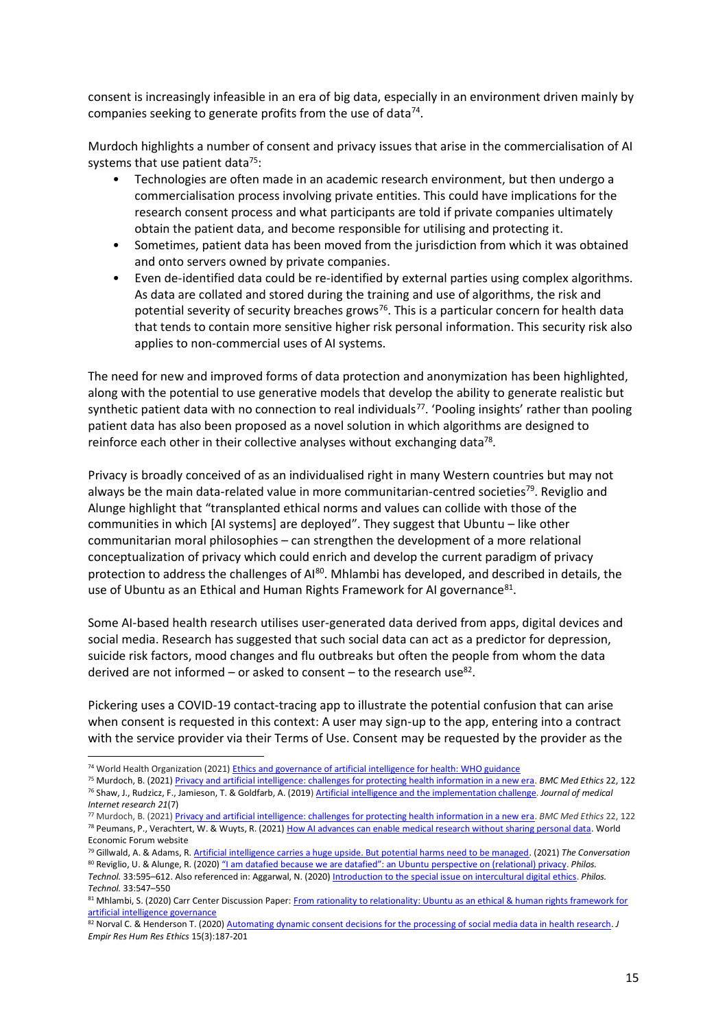consent is increasingly infeasible in an era of big data, especially in an environment driven mainly by companies seeking to generate profits from the use of data[74].

Murdoch highlights a number of consent and privacy issues that arise in the commercialisation of AI systems that use patient data[75]:

- Technologies are often made in an academic research environment, but then undergo a commercialisation process involving private entities. This could have implications for the research consent process and what participants are told if private companies ultimately obtain the patient data, and become responsible for utilising and protecting it.
- Sometimes, patient data has been moved from the jurisdiction from which it was obtained and onto servers owned by private companies.
- Even de-identified data could be re-identified by external parties using complex algorithms. As data are collated and stored during the training and use of algorithms, the risk and potential severity of security breaches grows[76]. This is a particular concern for health data that tends to contain more sensitive higher risk personal information. This security risk also applies to non-commercial uses of AI systems.

The need for new and improved forms of data protection and anonymization has been highlighted, along with the potential to use generative models that develop the ability to generate realistic but synthetic patient data with no connection to real individuals[77]. 'Pooling insights' rather than pooling patient data has also been proposed as a novel solution in which algorithms are designed to reinforce each other in their collective analyses without exchanging data[78].

Privacy is broadly conceived of as an individualised right in many Western countries but may not always be the main data-related value in more communitarian-centred societies[79]. Reviglio and Alunge highlight that "transplanted ethical norms and values can collide with those of the communities in which [AI systems] are deployed". They suggest that Ubuntu – like other communitarian moral philosophies – can strengthen the development of a more relational conceptualization of privacy which could enrich and develop the current paradigm of privacy protection to address the challenges of AI[80]. Mhlambi has developed, and described in details, the use of Ubuntu as an Ethical and Human Rights Framework for AI governance[81].

Some AI-based health research utilises user-generated data derived from apps, digital devices and social media. Research has suggested that such social data can act as a predictor for depression, suicide risk factors, mood changes and flu outbreaks but often the people from whom the data derived are not informed – or asked to consent – to the research use[82].

Pickering uses a COVID-19 contact-tracing app to illustrate the potential confusion that can arise when consent is requested in this context: A user may sign-up to the app, entering into a contract with the service provider via their Terms of Use. Consent may be requested by the provider as the

---

[74] World Health Organization (2021) Ethics and governance of artificial intelligence for health: WHO guidance

[75] Murdoch, B. (2021) Privacy and artificial intelligence: challenges for protecting health information in a new era. *BMC Med Ethics* 22, 122

[76] Shaw, J., Rudzicz, F., Jamieson, T. & Goldfarb, A. (2019) Artificial intelligence and the implementation challenge. *Journal of medical Internet research 21*(7)

[77] Murdoch, B. (2021) Privacy and artificial intelligence: challenges for protecting health information in a new era. *BMC Med Ethics* 22, 122

[78] Peumans, P., Verachtert, W. & Wuyts, R. (2021) How AI advances can enable medical research without sharing personal data. World Economic Forum website

[79] Gillwald, A. & Adams, R. Artificial intelligence carries a huge upside. But potential harms need to be managed. (2021) *The Conversation*

[80] Reviglio, U. & Alunge, R. (2020) "I am datafied because we are datafied": an Ubuntu perspective on (relational) privacy. *Philos. Technol.* 33:595–612. Also referenced in: Aggarwal, N. (2020) Introduction to the special issue on intercultural digital ethics. *Philos. Technol.* 33:547–550

[81] Mhlambi, S. (2020) Carr Center Discussion Paper: From rationality to relationality: Ubuntu as an ethical & human rights framework for artificial intelligence governance

[82] Norval C. & Henderson T. (2020) Automating dynamic consent decisions for the processing of social media data in health research. *J Empir Res Hum Res Ethics* 15(3):187-201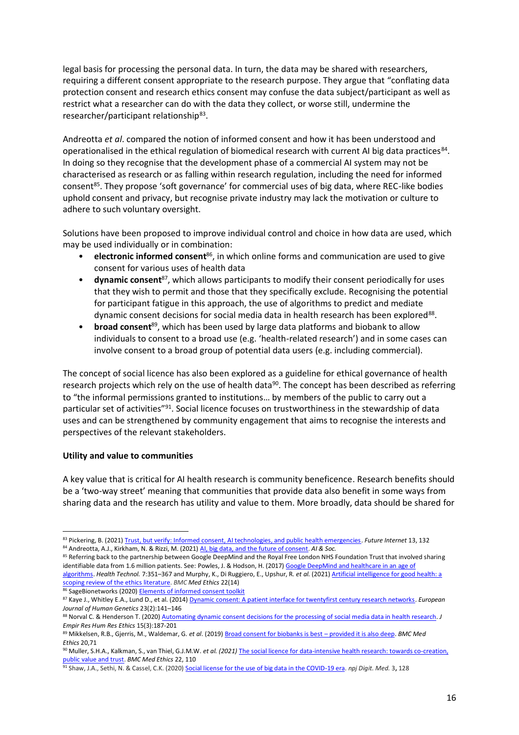legal basis for processing the personal data. In turn, the data may be shared with researchers, requiring a different consent appropriate to the research purpose. They argue that "conflating data protection consent and research ethics consent may confuse the data subject/participant as well as restrict what a researcher can do with the data they collect, or worse still, undermine the researcher/participant relationship[83].

Andreotta *et al*. compared the notion of informed consent and how it has been understood and operationalised in the ethical regulation of biomedical research with current AI big data practices[84]. In doing so they recognise that the development phase of a commercial AI system may not be characterised as research or as falling within research regulation, including the need for informed consent[85]. They propose 'soft governance' for commercial uses of big data, where REC-like bodies uphold consent and privacy, but recognise private industry may lack the motivation or culture to adhere to such voluntary oversight.

Solutions have been proposed to improve individual control and choice in how data are used, which may be used individually or in combination:

- **electronic informed consent**[86], in which online forms and communication are used to give consent for various uses of health data
- **dynamic consent**[87], which allows participants to modify their consent periodically for uses that they wish to permit and those that they specifically exclude. Recognising the potential for participant fatigue in this approach, the use of algorithms to predict and mediate dynamic consent decisions for social media data in health research has been explored[88].
- **broad consent**[89], which has been used by large data platforms and biobank to allow individuals to consent to a broad use (e.g. 'health-related research') and in some cases can involve consent to a broad group of potential data users (e.g. including commercial).

The concept of social licence has also been explored as a guideline for ethical governance of health research projects which rely on the use of health data[90]. The concept has been described as referring to "the informal permissions granted to institutions… by members of the public to carry out a particular set of activities"[91]. Social licence focuses on trustworthiness in the stewardship of data uses and can be strengthened by community engagement that aims to recognise the interests and perspectives of the relevant stakeholders.

**Utility and value to communities**

A key value that is critical for AI health research is community beneficence. Research benefits should be a 'two-way street' meaning that communities that provide data also benefit in some ways from sharing data and the research has utility and value to them. More broadly, data should be shared for

---

[83] Pickering, B. (2021) Trust, but verify: Informed consent, AI technologies, and public health emergencies. *Future Internet* 13, 132

[84] Andreotta, A.J., Kirkham, N. & Rizzi, M. (2021) AI, big data, and the future of consent. *AI & Soc.*

[85] Referring back to the partnership between Google DeepMind and the Royal Free London NHS Foundation Trust that involved sharing identifiable data from 1.6 million patients. See: Powles, J. & Hodson, H. (2017) Google DeepMind and healthcare in an age of algorithms. *Health Technol.* 7:351–367 and Murphy, K., Di Ruggiero, E., Upshur, R. *et al.* (2021) Artificial intelligence for good health: a scoping review of the ethics literature. *BMC Med Ethics* 22(14)

[86] SageBionetworks (2020) Elements of informed consent toolkit

[87] Kaye J., Whitley E.A., Lund D., et al. (2014) Dynamic consent: A patient interface for twentyfirst century research networks. *European Journal of Human Genetics* 23(2):141–146

[88] Norval C. & Henderson T. (2020) Automating dynamic consent decisions for the processing of social media data in health research. *J Empir Res Hum Res Ethics* 15(3):187-201

[89] Mikkelsen, R.B., Gjerris, M., Waldemar, G. *et al*. (2019) Broad consent for biobanks is best – provided it is also deep. *BMC Med Ethics* 20,71

[90] Muller, S.H.A., Kalkman, S., van Thiel, G.J.M.W. *et al. (2021)* The social licence for data-intensive health research: towards co-creation, public value and trust. *BMC Med Ethics* 22, 110

[91] Shaw, J.A., Sethi, N. & Cassel, C.K. (2020) Social license for the use of big data in the COVID-19 era. *npj Digit. Med.* 3**,** 128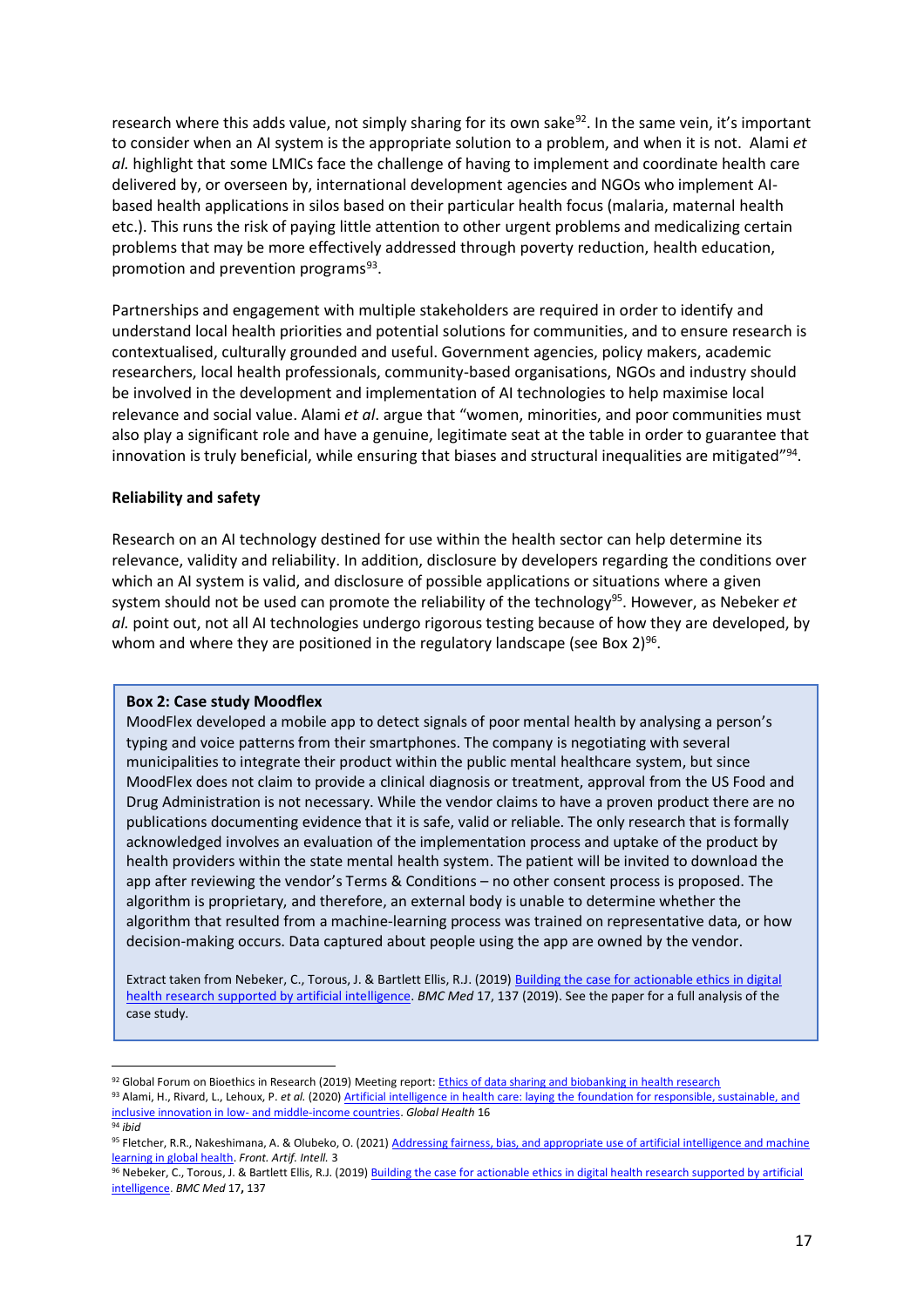research where this adds value, not simply sharing for its own sake[92]. In the same vein, it's important to consider when an AI system is the appropriate solution to a problem, and when it is not. Alami *et al.* highlight that some LMICs face the challenge of having to implement and coordinate health care delivered by, or overseen by, international development agencies and NGOs who implement AI-based health applications in silos based on their particular health focus (malaria, maternal health etc.). This runs the risk of paying little attention to other urgent problems and medicalizing certain problems that may be more effectively addressed through poverty reduction, health education, promotion and prevention programs[93].

Partnerships and engagement with multiple stakeholders are required in order to identify and understand local health priorities and potential solutions for communities, and to ensure research is contextualised, culturally grounded and useful. Government agencies, policy makers, academic researchers, local health professionals, community-based organisations, NGOs and industry should be involved in the development and implementation of AI technologies to help maximise local relevance and social value. Alami *et al*. argue that "women, minorities, and poor communities must also play a significant role and have a genuine, legitimate seat at the table in order to guarantee that innovation is truly beneficial, while ensuring that biases and structural inequalities are mitigated"[94].

**Reliability and safety**

Research on an AI technology destined for use within the health sector can help determine its relevance, validity and reliability. In addition, disclosure by developers regarding the conditions over which an AI system is valid, and disclosure of possible applications or situations where a given system should not be used can promote the reliability of the technology[95]. However, as Nebeker *et al.* point out, not all AI technologies undergo rigorous testing because of how they are developed, by whom and where they are positioned in the regulatory landscape (see Box 2)[96].

> **Box 2: Case study Moodflex**
>
> MoodFlex developed a mobile app to detect signals of poor mental health by analysing a person's typing and voice patterns from their smartphones. The company is negotiating with several municipalities to integrate their product within the public mental healthcare system, but since MoodFlex does not claim to provide a clinical diagnosis or treatment, approval from the US Food and Drug Administration is not necessary. While the vendor claims to have a proven product there are no publications documenting evidence that it is safe, valid or reliable. The only research that is formally acknowledged involves an evaluation of the implementation process and uptake of the product by health providers within the state mental health system. The patient will be invited to download the app after reviewing the vendor's Terms & Conditions – no other consent process is proposed. The algorithm is proprietary, and therefore, an external body is unable to determine whether the algorithm that resulted from a machine-learning process was trained on representative data, or how decision-making occurs. Data captured about people using the app are owned by the vendor.
>
> Extract taken from Nebeker, C., Torous, J. & Bartlett Ellis, R.J. (2019) Building the case for actionable ethics in digital health research supported by artificial intelligence. *BMC Med* 17, 137 (2019). See the paper for a full analysis of the case study.

---

[92] Global Forum on Bioethics in Research (2019) Meeting report: Ethics of data sharing and biobanking in health research

[93] Alami, H., Rivard, L., Lehoux, P. *et al.* (2020) Artificial intelligence in health care: laying the foundation for responsible, sustainable, and inclusive innovation in low- and middle-income countries. *Global Health* 16

[94] *ibid*

[95] Fletcher, R.R., Nakeshimana, A. & Olubeko, O. (2021) Addressing fairness, bias, and appropriate use of artificial intelligence and machine learning in global health. *Front. Artif. Intell.* 3

[96] Nebeker, C., Torous, J. & Bartlett Ellis, R.J. (2019) Building the case for actionable ethics in digital health research supported by artificial intelligence. *BMC Med* 17**,** 137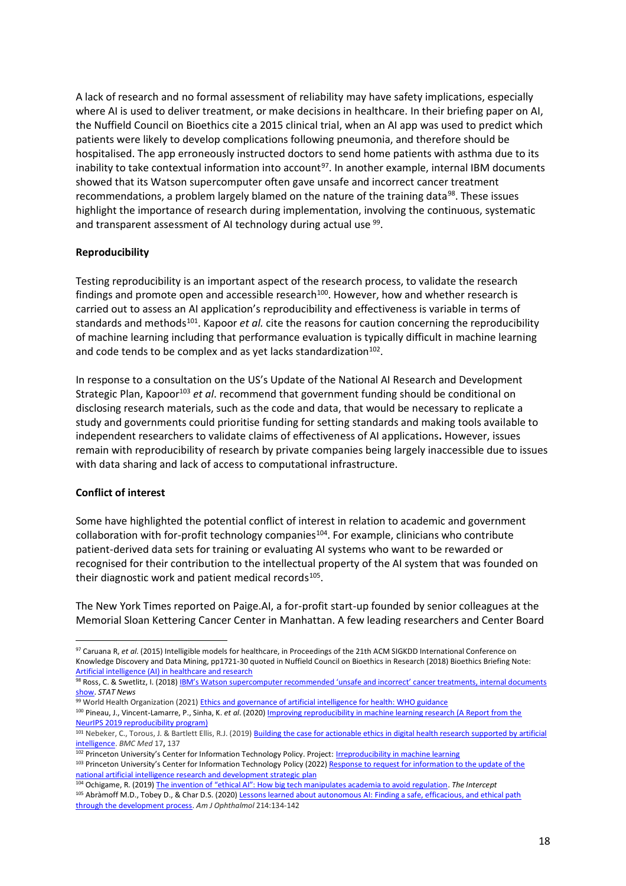A lack of research and no formal assessment of reliability may have safety implications, especially where AI is used to deliver treatment, or make decisions in healthcare. In their briefing paper on AI, the Nuffield Council on Bioethics cite a 2015 clinical trial, when an AI app was used to predict which patients were likely to develop complications following pneumonia, and therefore should be hospitalised. The app erroneously instructed doctors to send home patients with asthma due to its inability to take contextual information into account[97]. In another example, internal IBM documents showed that its Watson supercomputer often gave unsafe and incorrect cancer treatment recommendations, a problem largely blamed on the nature of the training data[98]. These issues highlight the importance of research during implementation, involving the continuous, systematic and transparent assessment of AI technology during actual use [99].

**Reproducibility**

Testing reproducibility is an important aspect of the research process, to validate the research findings and promote open and accessible research[100]. However, how and whether research is carried out to assess an AI application's reproducibility and effectiveness is variable in terms of standards and methods[101]. Kapoor *et al.* cite the reasons for caution concerning the reproducibility of machine learning including that performance evaluation is typically difficult in machine learning and code tends to be complex and as yet lacks standardization[102].

In response to a consultation on the US's Update of the National AI Research and Development Strategic Plan, Kapoor[103] *et al*. recommend that government funding should be conditional on disclosing research materials, such as the code and data, that would be necessary to replicate a study and governments could prioritise funding for setting standards and making tools available to independent researchers to validate claims of effectiveness of AI applications**.** However, issues remain with reproducibility of research by private companies being largely inaccessible due to issues with data sharing and lack of access to computational infrastructure.

**Conflict of interest**

Some have highlighted the potential conflict of interest in relation to academic and government collaboration with for-profit technology companies[104]. For example, clinicians who contribute patient-derived data sets for training or evaluating AI systems who want to be rewarded or recognised for their contribution to the intellectual property of the AI system that was founded on their diagnostic work and patient medical records[105].

The New York Times reported on Paige.AI, a for-profit start-up founded by senior colleagues at the Memorial Sloan Kettering Cancer Center in Manhattan. A few leading researchers and Center Board

---

[97] Caruana R, *et al*. (2015) Intelligible models for healthcare, in Proceedings of the 21th ACM SIGKDD International Conference on Knowledge Discovery and Data Mining, pp1721-30 quoted in Nuffield Council on Bioethics in Research (2018) Bioethics Briefing Note: Artificial intelligence (AI) in healthcare and research

[98] Ross, C. & Swetlitz, I. (2018) IBM's Watson supercomputer recommended 'unsafe and incorrect' cancer treatments, internal documents show. *STAT News*

[99] World Health Organization (2021) Ethics and governance of artificial intelligence for health: WHO guidance

[100] Pineau, J., Vincent-Lamarre, P., Sinha, K. *et al*. (2020) Improving reproducibility in machine learning research (A Report from the NeurIPS 2019 reproducibility program)

[101] Nebeker, C., Torous, J. & Bartlett Ellis, R.J. (2019) Building the case for actionable ethics in digital health research supported by artificial intelligence. *BMC Med* 17**,** 137

[102] Princeton University's Center for Information Technology Policy. Project: Irreproducibility in machine learning

[103] Princeton University's Center for Information Technology Policy (2022) Response to request for information to the update of the national artificial intelligence research and development strategic plan

[104] Ochigame, R. (2019) The invention of "ethical AI": How big tech manipulates academia to avoid regulation. *The Intercept*

[105] Abràmoff M.D., Tobey D., & Char D.S. (2020) Lessons learned about autonomous AI: Finding a safe, efficacious, and ethical path through the development process. *Am J Ophthalmol* 214:134-142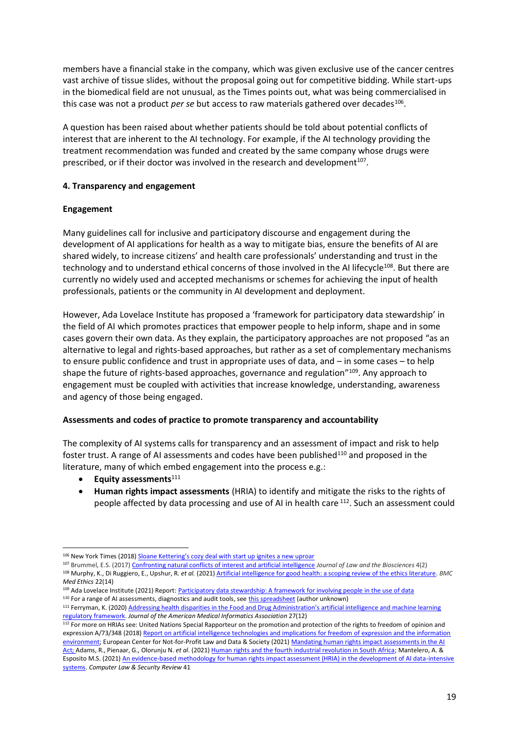members have a financial stake in the company, which was given exclusive use of the cancer centres vast archive of tissue slides, without the proposal going out for competitive bidding. While start-ups in the biomedical field are not unusual, as the Times points out, what was being commercialised in this case was not a product *per se* but access to raw materials gathered over decades[106].

A question has been raised about whether patients should be told about potential conflicts of interest that are inherent to the AI technology. For example, if the AI technology providing the treatment recommendation was funded and created by the same company whose drugs were prescribed, or if their doctor was involved in the research and development[107].

## 4. Transparency and engagement

### Engagement

Many guidelines call for inclusive and participatory discourse and engagement during the development of AI applications for health as a way to mitigate bias, ensure the benefits of AI are shared widely, to increase citizens' and health care professionals' understanding and trust in the technology and to understand ethical concerns of those involved in the AI lifecycle[108]. But there are currently no widely used and accepted mechanisms or schemes for achieving the input of health professionals, patients or the community in AI development and deployment.

However, Ada Lovelace Institute has proposed a 'framework for participatory data stewardship' in the field of AI which promotes practices that empower people to help inform, shape and in some cases govern their own data. As they explain, the participatory approaches are not proposed "as an alternative to legal and rights-based approaches, but rather as a set of complementary mechanisms to ensure public confidence and trust in appropriate uses of data, and – in some cases – to help shape the future of rights-based approaches, governance and regulation"[109]. Any approach to engagement must be coupled with activities that increase knowledge, understanding, awareness and agency of those being engaged.

### Assessments and codes of practice to promote transparency and accountability

The complexity of AI systems calls for transparency and an assessment of impact and risk to help foster trust. A range of AI assessments and codes have been published[110] and proposed in the literature, many of which embed engagement into the process e.g.:

- **Equity assessments**[111]
- **Human rights impact assessments** (HRIA) to identify and mitigate the risks to the rights of people affected by data processing and use of AI in health care [112]. Such an assessment could

---

[106] New York Times (2018) Sloane Kettering's cozy deal with start up ignites a new uproar

[107] Brummel, E.S. (2017) Confronting natural conflicts of interest and artificial intelligence *Journal of Law and the Biosciences* 4(2)

[108] Murphy, K., Di Ruggiero, E., Upshur, R. *et al.* (2021) Artificial intelligence for good health: a scoping review of the ethics literature. *BMC Med Ethics* 22(14)

[109] Ada Lovelace Institute (2021) Report: Participatory data stewardship: A framework for involving people in the use of data

[110] For a range of AI assessments, diagnostics and audit tools, see this spreadsheet (author unknown)

[111] Ferryman, K. (2020) Addressing health disparities in the Food and Drug Administration's artificial intelligence and machine learning regulatory framework. *Journal of the American Medical Informatics Association* 27(12)

[112] For more on HRIAs see: United Nations Special Rapporteur on the promotion and protection of the rights to freedom of opinion and expression A/73/348 (2018) Report on artificial intelligence technologies and implications for freedom of expression and the information environment; European Center for Not-for-Profit Law and Data & Society (2021) Mandating human rights impact assessments in the AI Act; Adams, R., Pienaar, G., Olorunju N. *et al.* (2021) Human rights and the fourth industrial revolution in South Africa; Mantelero, A. & Esposito M.S. (2021) An evidence-based methodology for human rights impact assessment (HRIA) in the development of AI data-intensive systems. *Computer Law & Security Review* 41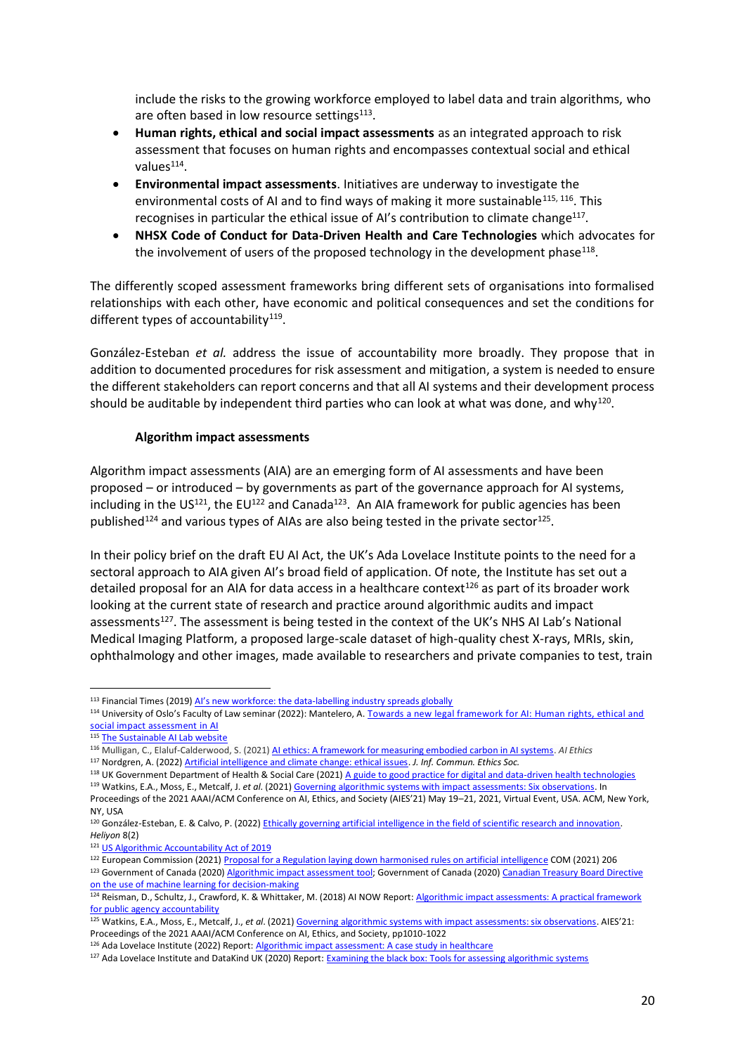include the risks to the growing workforce employed to label data and train algorithms, who are often based in low resource settings[113].

- **Human rights, ethical and social impact assessments** as an integrated approach to risk assessment that focuses on human rights and encompasses contextual social and ethical values[114].
- **Environmental impact assessments**. Initiatives are underway to investigate the environmental costs of AI and to find ways of making it more sustainable[115, 116]. This recognises in particular the ethical issue of AI's contribution to climate change[117].
- **NHSX Code of Conduct for Data-Driven Health and Care Technologies** which advocates for the involvement of users of the proposed technology in the development phase[118].

The differently scoped assessment frameworks bring different sets of organisations into formalised relationships with each other, have economic and political consequences and set the conditions for different types of accountability[119].

González-Esteban *et al.* address the issue of accountability more broadly. They propose that in addition to documented procedures for risk assessment and mitigation, a system is needed to ensure the different stakeholders can report concerns and that all AI systems and their development process should be auditable by independent third parties who can look at what was done, and why[120].

#### Algorithm impact assessments

Algorithm impact assessments (AIA) are an emerging form of AI assessments and have been proposed – or introduced – by governments as part of the governance approach for AI systems, including in the US[121], the EU[122] and Canada[123]. An AIA framework for public agencies has been published[124] and various types of AIAs are also being tested in the private sector[125].

In their policy brief on the draft EU AI Act, the UK's Ada Lovelace Institute points to the need for a sectoral approach to AIA given AI's broad field of application. Of note, the Institute has set out a detailed proposal for an AIA for data access in a healthcare context[126] as part of its broader work looking at the current state of research and practice around algorithmic audits and impact assessments[127]. The assessment is being tested in the context of the UK's NHS AI Lab's National Medical Imaging Platform, a proposed large-scale dataset of high-quality chest X-rays, MRIs, skin, ophthalmology and other images, made available to researchers and private companies to test, train

---

[113] Financial Times (2019) AI's new workforce: the data-labelling industry spreads globally

[114] University of Oslo's Faculty of Law seminar (2022): Mantelero, A. Towards a new legal framework for AI: Human rights, ethical and social impact assessment in AI

[115] The Sustainable AI Lab website

[116] Mulligan, C., Elaluf-Calderwood, S. (2021) AI ethics: A framework for measuring embodied carbon in AI systems. *AI Ethics*

[117] Nordgren, A. (2022) Artificial intelligence and climate change: ethical issues. *J. Inf. Commun. Ethics Soc.*

[118] UK Government Department of Health & Social Care (2021) A guide to good practice for digital and data-driven health technologies

[119] Watkins, E.A., Moss, E., Metcalf, J. *et al.* (2021) Governing algorithmic systems with impact assessments: Six observations. In Proceedings of the 2021 AAAI/ACM Conference on AI, Ethics, and Society (AIES'21) May 19–21, 2021, Virtual Event, USA. ACM, New York, NY, USA

[120] González-Esteban, E. & Calvo, P. (2022) Ethically governing artificial intelligence in the field of scientific research and innovation. *Heliyon* 8(2)

[121] US Algorithmic Accountability Act of 2019

[122] European Commission (2021) Proposal for a Regulation laying down harmonised rules on artificial intelligence COM (2021) 206

[123] Government of Canada (2020) Algorithmic impact assessment tool; Government of Canada (2020) Canadian Treasury Board Directive on the use of machine learning for decision-making

[124] Reisman, D., Schultz, J., Crawford, K. & Whittaker, M. (2018) AI NOW Report: Algorithmic impact assessments: A practical framework for public agency accountability

[125] Watkins, E.A., Moss, E., Metcalf, J., *et al.* (2021) Governing algorithmic systems with impact assessments: six observations. AIES'21: Proceedings of the 2021 AAAI/ACM Conference on AI, Ethics, and Society, pp1010-1022

[126] Ada Lovelace Institute (2022) Report: Algorithmic impact assessment: A case study in healthcare

[127] Ada Lovelace Institute and DataKind UK (2020) Report: Examining the black box: Tools for assessing algorithmic systems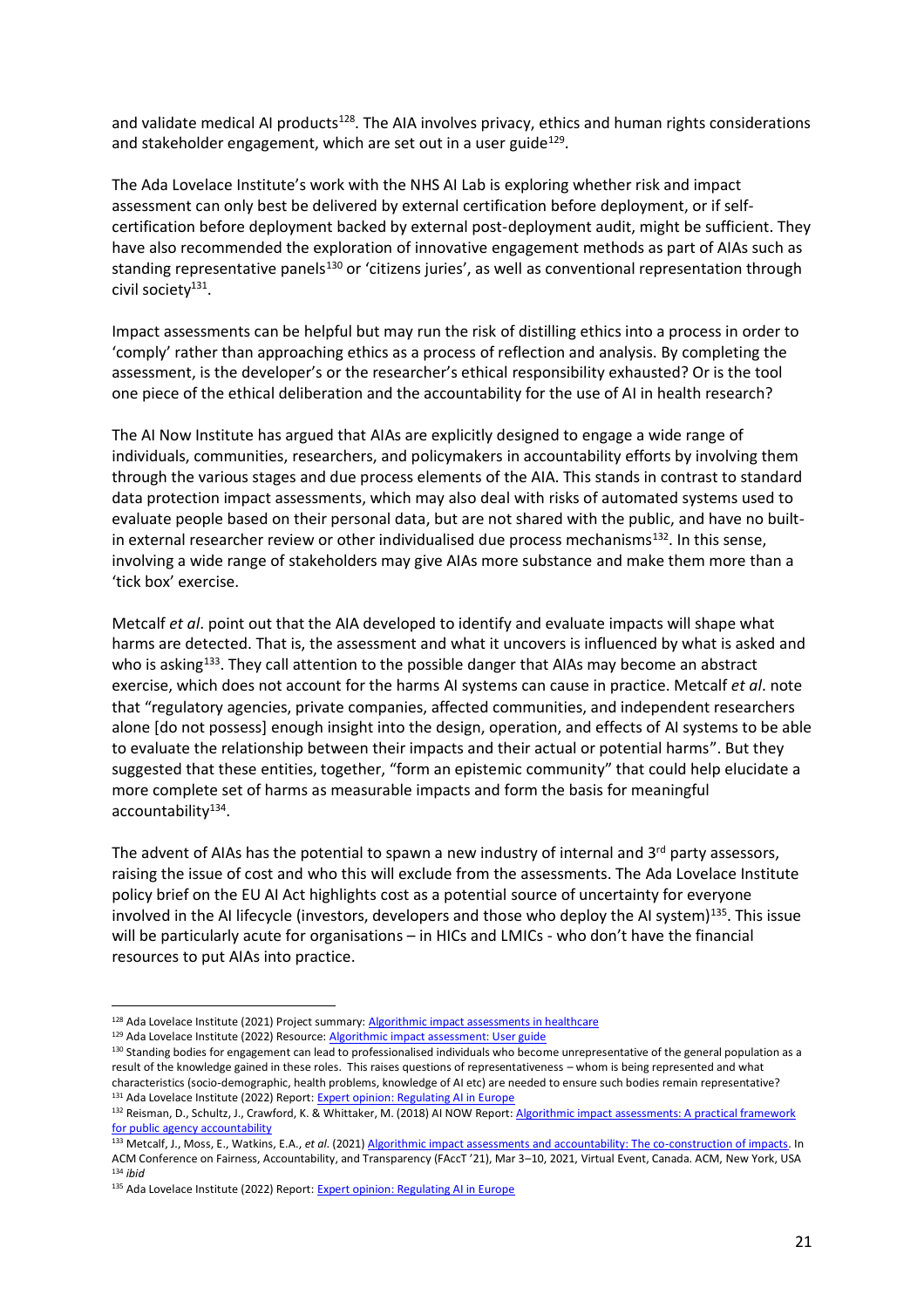and validate medical AI products[128]. The AIA involves privacy, ethics and human rights considerations and stakeholder engagement, which are set out in a user guide[129].

The Ada Lovelace Institute's work with the NHS AI Lab is exploring whether risk and impact assessment can only best be delivered by external certification before deployment, or if self-certification before deployment backed by external post-deployment audit, might be sufficient. They have also recommended the exploration of innovative engagement methods as part of AIAs such as standing representative panels[130] or 'citizens juries', as well as conventional representation through civil society[131].

Impact assessments can be helpful but may run the risk of distilling ethics into a process in order to 'comply' rather than approaching ethics as a process of reflection and analysis. By completing the assessment, is the developer's or the researcher's ethical responsibility exhausted? Or is the tool one piece of the ethical deliberation and the accountability for the use of AI in health research?

The AI Now Institute has argued that AIAs are explicitly designed to engage a wide range of individuals, communities, researchers, and policymakers in accountability efforts by involving them through the various stages and due process elements of the AIA. This stands in contrast to standard data protection impact assessments, which may also deal with risks of automated systems used to evaluate people based on their personal data, but are not shared with the public, and have no built-in external researcher review or other individualised due process mechanisms[132]. In this sense, involving a wide range of stakeholders may give AIAs more substance and make them more than a 'tick box' exercise.

Metcalf *et al*. point out that the AIA developed to identify and evaluate impacts will shape what harms are detected. That is, the assessment and what it uncovers is influenced by what is asked and who is asking[133]. They call attention to the possible danger that AIAs may become an abstract exercise, which does not account for the harms AI systems can cause in practice. Metcalf *et al*. note that "regulatory agencies, private companies, affected communities, and independent researchers alone [do not possess] enough insight into the design, operation, and effects of AI systems to be able to evaluate the relationship between their impacts and their actual or potential harms". But they suggested that these entities, together, "form an epistemic community" that could help elucidate a more complete set of harms as measurable impacts and form the basis for meaningful accountability[134].

The advent of AIAs has the potential to spawn a new industry of internal and 3rd party assessors, raising the issue of cost and who this will exclude from the assessments. The Ada Lovelace Institute policy brief on the EU AI Act highlights cost as a potential source of uncertainty for everyone involved in the AI lifecycle (investors, developers and those who deploy the AI system)[135]. This issue will be particularly acute for organisations – in HICs and LMICs - who don't have the financial resources to put AIAs into practice.

---

[128] Ada Lovelace Institute (2021) Project summary: Algorithmic impact assessments in healthcare

[129] Ada Lovelace Institute (2022) Resource: Algorithmic impact assessment: User guide

[130] Standing bodies for engagement can lead to professionalised individuals who become unrepresentative of the general population as a result of the knowledge gained in these roles. This raises questions of representativeness – whom is being represented and what characteristics (socio-demographic, health problems, knowledge of AI etc) are needed to ensure such bodies remain representative?

[131] Ada Lovelace Institute (2022) Report: Expert opinion: Regulating AI in Europe

[132] Reisman, D., Schultz, J., Crawford, K. & Whittaker, M. (2018) AI NOW Report: Algorithmic impact assessments: A practical framework for public agency accountability

[133] Metcalf, J., Moss, E., Watkins, E.A., *et al*. (2021) Algorithmic impact assessments and accountability: The co-construction of impacts. In ACM Conference on Fairness, Accountability, and Transparency (FAccT '21), Mar 3–10, 2021, Virtual Event, Canada. ACM, New York, USA

[134] *ibid*

[135] Ada Lovelace Institute (2022) Report: Expert opinion: Regulating AI in Europe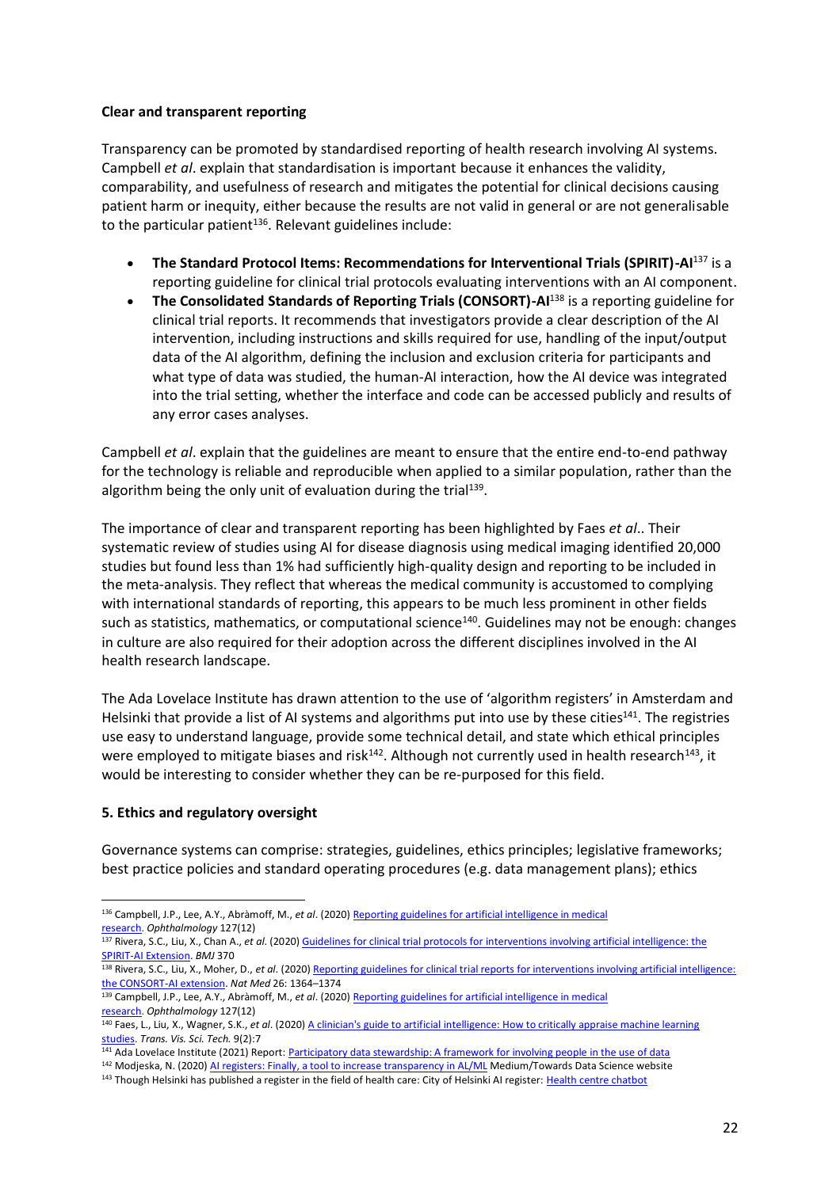**Clear and transparent reporting**

Transparency can be promoted by standardised reporting of health research involving AI systems. Campbell *et al*. explain that standardisation is important because it enhances the validity, comparability, and usefulness of research and mitigates the potential for clinical decisions causing patient harm or inequity, either because the results are not valid in general or are not generalisable to the particular patient[136]. Relevant guidelines include:

- **The Standard Protocol Items: Recommendations for Interventional Trials (SPIRIT)-AI**[137] is a reporting guideline for clinical trial protocols evaluating interventions with an AI component.
- **The Consolidated Standards of Reporting Trials (CONSORT)-AI**[138] is a reporting guideline for clinical trial reports. It recommends that investigators provide a clear description of the AI intervention, including instructions and skills required for use, handling of the input/output data of the AI algorithm, defining the inclusion and exclusion criteria for participants and what type of data was studied, the human-AI interaction, how the AI device was integrated into the trial setting, whether the interface and code can be accessed publicly and results of any error cases analyses.

Campbell *et al*. explain that the guidelines are meant to ensure that the entire end-to-end pathway for the technology is reliable and reproducible when applied to a similar population, rather than the algorithm being the only unit of evaluation during the trial[139].

The importance of clear and transparent reporting has been highlighted by Faes *et al*.. Their systematic review of studies using AI for disease diagnosis using medical imaging identified 20,000 studies but found less than 1% had sufficiently high-quality design and reporting to be included in the meta-analysis. They reflect that whereas the medical community is accustomed to complying with international standards of reporting, this appears to be much less prominent in other fields such as statistics, mathematics, or computational science[140]. Guidelines may not be enough: changes in culture are also required for their adoption across the different disciplines involved in the AI health research landscape.

The Ada Lovelace Institute has drawn attention to the use of 'algorithm registers' in Amsterdam and Helsinki that provide a list of AI systems and algorithms put into use by these cities[141]. The registries use easy to understand language, provide some technical detail, and state which ethical principles were employed to mitigate biases and risk[142]. Although not currently used in health research[143], it would be interesting to consider whether they can be re-purposed for this field.

**5. Ethics and regulatory oversight**

Governance systems can comprise: strategies, guidelines, ethics principles; legislative frameworks; best practice policies and standard operating procedures (e.g. data management plans); ethics

---

[136] Campbell, J.P., Lee, A.Y., Abràmoff, M., *et al*. (2020) Reporting guidelines for artificial intelligence in medical research. *Ophthalmology* 127(12)

[137] Rivera, S.C., Liu, X., Chan A., *et al*. (2020) Guidelines for clinical trial protocols for interventions involving artificial intelligence: the SPIRIT-AI Extension. *BMJ* 370

[138] Rivera, S.C., Liu, X., Moher, D., *et al*. (2020) Reporting guidelines for clinical trial reports for interventions involving artificial intelligence: the CONSORT-AI extension. *Nat Med* 26: 1364–1374

[139] Campbell, J.P., Lee, A.Y., Abràmoff, M., *et al*. (2020) Reporting guidelines for artificial intelligence in medical research. *Ophthalmology* 127(12)

[140] Faes, L., Liu, X., Wagner, S.K., *et al*. (2020) A clinician's guide to artificial intelligence: How to critically appraise machine learning studies. *Trans. Vis. Sci. Tech.* 9(2):7

[141] Ada Lovelace Institute (2021) Report: Participatory data stewardship: A framework for involving people in the use of data

[142] Modjeska, N. (2020) AI registers: Finally, a tool to increase transparency in AL/ML Medium/Towards Data Science website

[143] Though Helsinki has published a register in the field of health care: City of Helsinki AI register: Health centre chatbot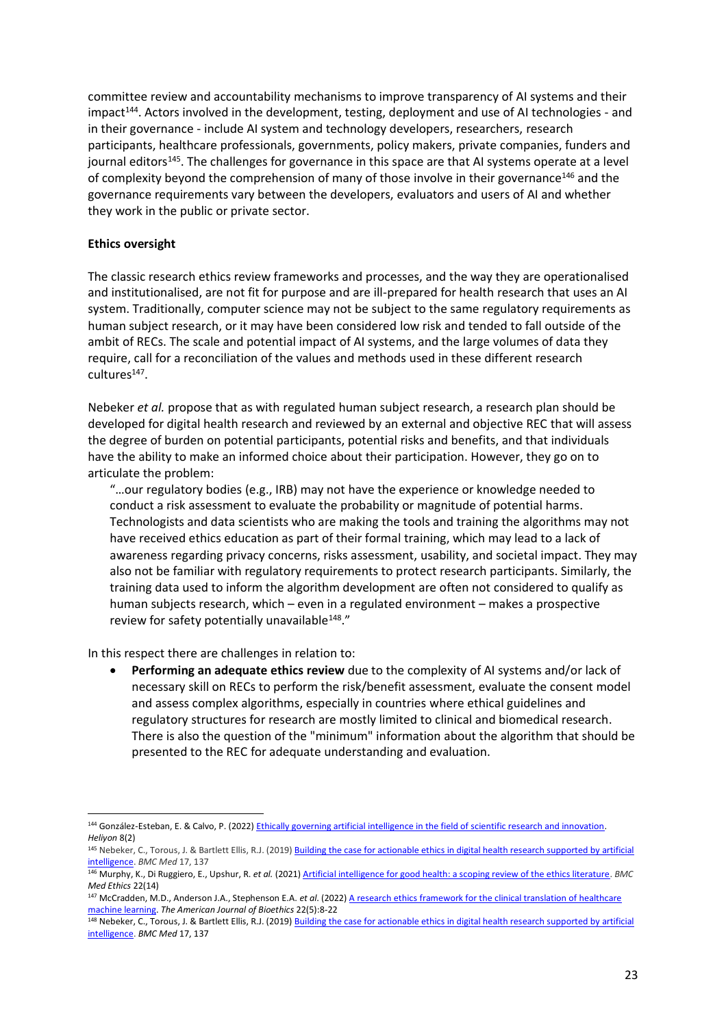committee review and accountability mechanisms to improve transparency of AI systems and their impact[144]. Actors involved in the development, testing, deployment and use of AI technologies - and in their governance - include AI system and technology developers, researchers, research participants, healthcare professionals, governments, policy makers, private companies, funders and journal editors[145]. The challenges for governance in this space are that AI systems operate at a level of complexity beyond the comprehension of many of those involve in their governance[146] and the governance requirements vary between the developers, evaluators and users of AI and whether they work in the public or private sector.

**Ethics oversight**

The classic research ethics review frameworks and processes, and the way they are operationalised and institutionalised, are not fit for purpose and are ill-prepared for health research that uses an AI system. Traditionally, computer science may not be subject to the same regulatory requirements as human subject research, or it may have been considered low risk and tended to fall outside of the ambit of RECs. The scale and potential impact of AI systems, and the large volumes of data they require, call for a reconciliation of the values and methods used in these different research cultures[147].

Nebeker *et al.* propose that as with regulated human subject research, a research plan should be developed for digital health research and reviewed by an external and objective REC that will assess the degree of burden on potential participants, potential risks and benefits, and that individuals have the ability to make an informed choice about their participation. However, they go on to articulate the problem:

> "…our regulatory bodies (e.g., IRB) may not have the experience or knowledge needed to conduct a risk assessment to evaluate the probability or magnitude of potential harms. Technologists and data scientists who are making the tools and training the algorithms may not have received ethics education as part of their formal training, which may lead to a lack of awareness regarding privacy concerns, risks assessment, usability, and societal impact. They may also not be familiar with regulatory requirements to protect research participants. Similarly, the training data used to inform the algorithm development are often not considered to qualify as human subjects research, which – even in a regulated environment – makes a prospective review for safety potentially unavailable[148]."

In this respect there are challenges in relation to:

- **Performing an adequate ethics review** due to the complexity of AI systems and/or lack of necessary skill on RECs to perform the risk/benefit assessment, evaluate the consent model and assess complex algorithms, especially in countries where ethical guidelines and regulatory structures for research are mostly limited to clinical and biomedical research. There is also the question of the "minimum" information about the algorithm that should be presented to the REC for adequate understanding and evaluation.

---

[144] González-Esteban, E. & Calvo, P. (2022) Ethically governing artificial intelligence in the field of scientific research and innovation. *Heliyon* 8(2)

[145] Nebeker, C., Torous, J. & Bartlett Ellis, R.J. (2019) Building the case for actionable ethics in digital health research supported by artificial intelligence. *BMC Med* 17, 137

[146] Murphy, K., Di Ruggiero, E., Upshur, R. *et al.* (2021) Artificial intelligence for good health: a scoping review of the ethics literature. *BMC Med Ethics* 22(14)

[147] McCradden, M.D., Anderson J.A., Stephenson E.A. *et al.* (2022) A research ethics framework for the clinical translation of healthcare machine learning. *The American Journal of Bioethics* 22(5):8-22

[148] Nebeker, C., Torous, J. & Bartlett Ellis, R.J. (2019) Building the case for actionable ethics in digital health research supported by artificial intelligence. *BMC Med* 17, 137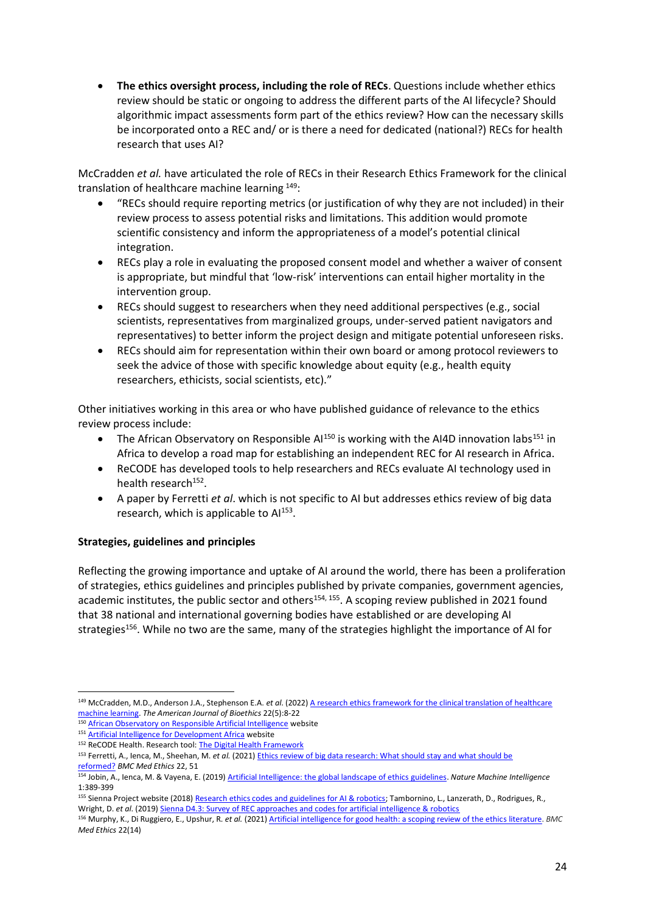- **The ethics oversight process, including the role of RECs**. Questions include whether ethics review should be static or ongoing to address the different parts of the AI lifecycle? Should algorithmic impact assessments form part of the ethics review? How can the necessary skills be incorporated onto a REC and/ or is there a need for dedicated (national?) RECs for health research that uses AI?

McCradden *et al.* have articulated the role of RECs in their Research Ethics Framework for the clinical translation of healthcare machine learning [149]:

- "RECs should require reporting metrics (or justification of why they are not included) in their review process to assess potential risks and limitations. This addition would promote scientific consistency and inform the appropriateness of a model's potential clinical integration.
- RECs play a role in evaluating the proposed consent model and whether a waiver of consent is appropriate, but mindful that 'low-risk' interventions can entail higher mortality in the intervention group.
- RECs should suggest to researchers when they need additional perspectives (e.g., social scientists, representatives from marginalized groups, under-served patient navigators and representatives) to better inform the project design and mitigate potential unforeseen risks.
- RECs should aim for representation within their own board or among protocol reviewers to seek the advice of those with specific knowledge about equity (e.g., health equity researchers, ethicists, social scientists, etc)."

Other initiatives working in this area or who have published guidance of relevance to the ethics review process include:

- The African Observatory on Responsible AI[150] is working with the AI4D innovation labs[151] in Africa to develop a road map for establishing an independent REC for AI research in Africa.
- ReCODE has developed tools to help researchers and RECs evaluate AI technology used in health research[152].
- A paper by Ferretti *et al*. which is not specific to AI but addresses ethics review of big data research, which is applicable to AI[153].

**Strategies, guidelines and principles**

Reflecting the growing importance and uptake of AI around the world, there has been a proliferation of strategies, ethics guidelines and principles published by private companies, government agencies, academic institutes, the public sector and others[154, 155]. A scoping review published in 2021 found that 38 national and international governing bodies have established or are developing AI strategies[156]. While no two are the same, many of the strategies highlight the importance of AI for

---

[149] McCradden, M.D., Anderson J.A., Stephenson E.A. *et al.* (2022) A research ethics framework for the clinical translation of healthcare machine learning. *The American Journal of Bioethics* 22(5):8-22

[150] African Observatory on Responsible Artificial Intelligence website

[151] Artificial Intelligence for Development Africa website

[152] ReCODE Health. Research tool: The Digital Health Framework

[153] Ferretti, A., Ienca, M., Sheehan, M. *et al.* (2021) Ethics review of big data research: What should stay and what should be reformed? BMC Med Ethics 22, 51

[154] Jobin, A., Ienca, M. & Vayena, E. (2019) Artificial Intelligence: the global landscape of ethics guidelines. *Nature Machine Intelligence* 1:389-399

[155] Sienna Project website (2018) Research ethics codes and guidelines for AI & robotics; Tambornino, L., Lanzerath, D., Rodrigues, R., Wright, D. *et al.* (2019) Sienna D4.3: Survey of REC approaches and codes for artificial intelligence & robotics

[156] Murphy, K., Di Ruggiero, E., Upshur, R. *et al.* (2021) Artificial intelligence for good health: a scoping review of the ethics literature. *BMC Med Ethics* 22(14)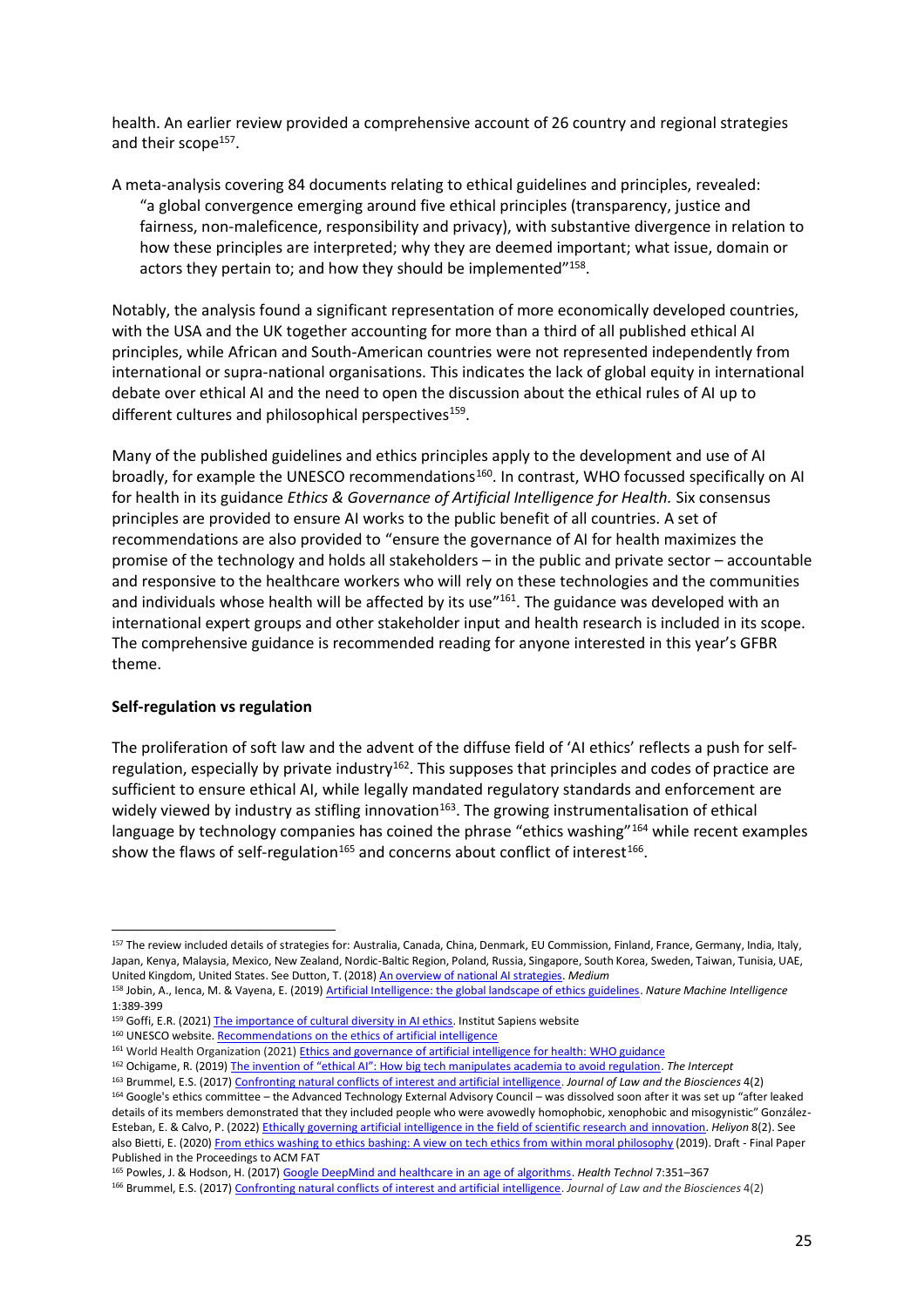health. An earlier review provided a comprehensive account of 26 country and regional strategies and their scope[157].

A meta-analysis covering 84 documents relating to ethical guidelines and principles, revealed:

> "a global convergence emerging around five ethical principles (transparency, justice and fairness, non-maleficence, responsibility and privacy), with substantive divergence in relation to how these principles are interpreted; why they are deemed important; what issue, domain or actors they pertain to; and how they should be implemented"[158].

Notably, the analysis found a significant representation of more economically developed countries, with the USA and the UK together accounting for more than a third of all published ethical AI principles, while African and South-American countries were not represented independently from international or supra-national organisations. This indicates the lack of global equity in international debate over ethical AI and the need to open the discussion about the ethical rules of AI up to different cultures and philosophical perspectives[159].

Many of the published guidelines and ethics principles apply to the development and use of AI broadly, for example the UNESCO recommendations[160]. In contrast, WHO focussed specifically on AI for health in its guidance *Ethics & Governance of Artificial Intelligence for Health.* Six consensus principles are provided to ensure AI works to the public benefit of all countries. A set of recommendations are also provided to "ensure the governance of AI for health maximizes the promise of the technology and holds all stakeholders – in the public and private sector – accountable and responsive to the healthcare workers who will rely on these technologies and the communities and individuals whose health will be affected by its use"[161]. The guidance was developed with an international expert groups and other stakeholder input and health research is included in its scope. The comprehensive guidance is recommended reading for anyone interested in this year's GFBR theme.

**Self-regulation vs regulation**

The proliferation of soft law and the advent of the diffuse field of 'AI ethics' reflects a push for self-regulation, especially by private industry[162]. This supposes that principles and codes of practice are sufficient to ensure ethical AI, while legally mandated regulatory standards and enforcement are widely viewed by industry as stifling innovation[163]. The growing instrumentalisation of ethical language by technology companies has coined the phrase "ethics washing"[164] while recent examples show the flaws of self-regulation[165] and concerns about conflict of interest[166].

---

[157] The review included details of strategies for: Australia, Canada, China, Denmark, EU Commission, Finland, France, Germany, India, Italy, Japan, Kenya, Malaysia, Mexico, New Zealand, Nordic-Baltic Region, Poland, Russia, Singapore, South Korea, Sweden, Taiwan, Tunisia, UAE, United Kingdom, United States. See Dutton, T. (2018) An overview of national AI strategies. *Medium*

[158] Jobin, A., Ienca, M. & Vayena, E. (2019) Artificial Intelligence: the global landscape of ethics guidelines. *Nature Machine Intelligence* 1:389-399

[159] Goffi, E.R. (2021) The importance of cultural diversity in AI ethics. Institut Sapiens website

[160] UNESCO website. Recommendations on the ethics of artificial intelligence

[161] World Health Organization (2021) Ethics and governance of artificial intelligence for health: WHO guidance

[162] Ochigame, R. (2019) The invention of "ethical AI": How big tech manipulates academia to avoid regulation. *The Intercept*

[163] Brummel, E.S. (2017) Confronting natural conflicts of interest and artificial intelligence. *Journal of Law and the Biosciences* 4(2)

[164] Google's ethics committee – the Advanced Technology External Advisory Council – was dissolved soon after it was set up "after leaked details of its members demonstrated that they included people who were avowedly homophobic, xenophobic and misogynistic" González-Esteban, E. & Calvo, P. (2022) Ethically governing artificial intelligence in the field of scientific research and innovation. *Heliyon* 8(2). See also Bietti, E. (2020) From ethics washing to ethics bashing: A view on tech ethics from within moral philosophy (2019). Draft - Final Paper Published in the Proceedings to ACM FAT

[165] Powles, J. & Hodson, H. (2017) Google DeepMind and healthcare in an age of algorithms. *Health Technol* 7:351–367

[166] Brummel, E.S. (2017) Confronting natural conflicts of interest and artificial intelligence. *Journal of Law and the Biosciences* 4(2)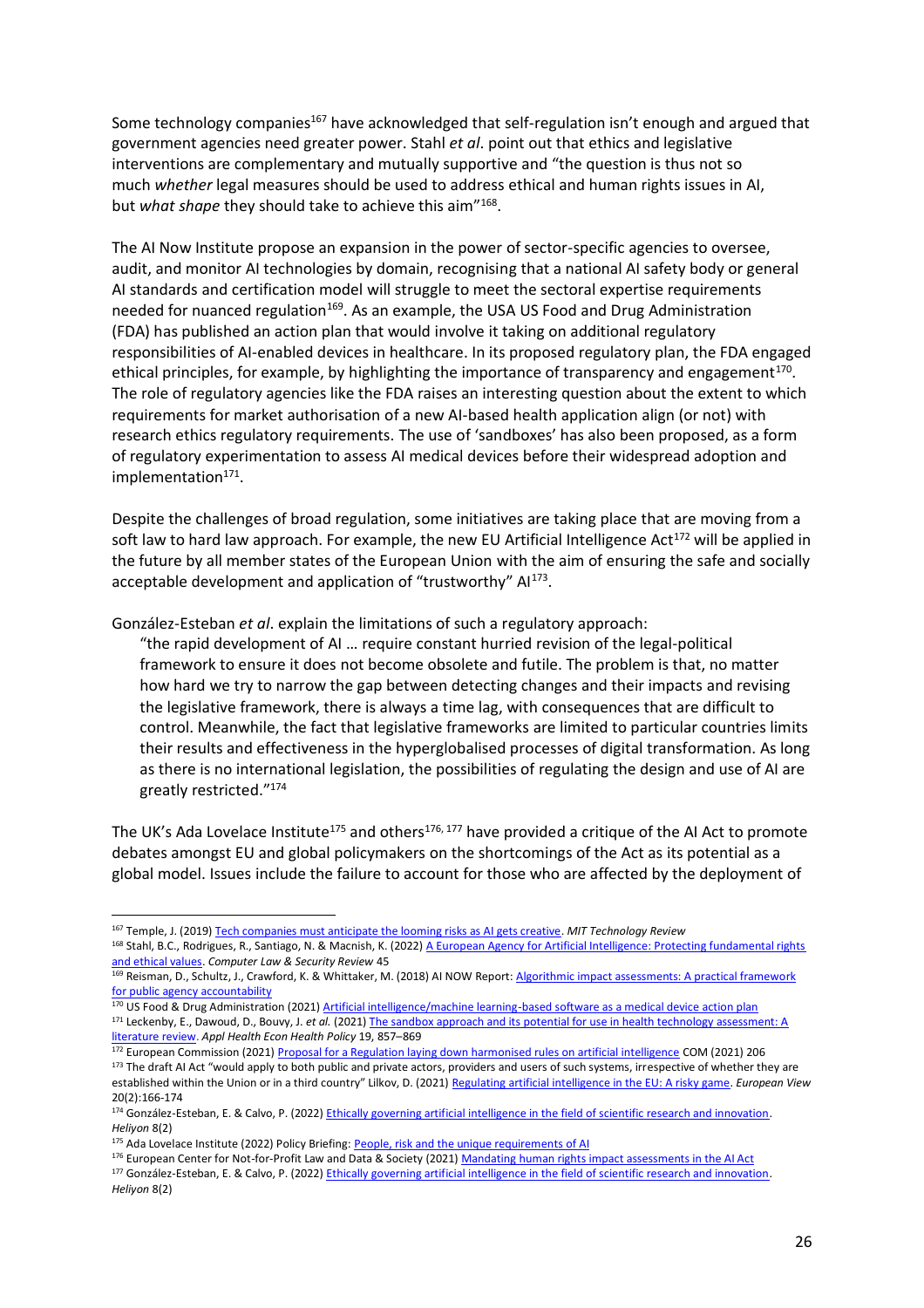Some technology companies[167] have acknowledged that self-regulation isn't enough and argued that government agencies need greater power. Stahl *et al*. point out that ethics and legislative interventions are complementary and mutually supportive and "the question is thus not so much *whether* legal measures should be used to address ethical and human rights issues in AI, but *what shape* they should take to achieve this aim"[168].

The AI Now Institute propose an expansion in the power of sector-specific agencies to oversee, audit, and monitor AI technologies by domain, recognising that a national AI safety body or general AI standards and certification model will struggle to meet the sectoral expertise requirements needed for nuanced regulation[169]. As an example, the USA US Food and Drug Administration (FDA) has published an action plan that would involve it taking on additional regulatory responsibilities of AI-enabled devices in healthcare. In its proposed regulatory plan, the FDA engaged ethical principles, for example, by highlighting the importance of transparency and engagement[170]. The role of regulatory agencies like the FDA raises an interesting question about the extent to which requirements for market authorisation of a new AI-based health application align (or not) with research ethics regulatory requirements. The use of 'sandboxes' has also been proposed, as a form of regulatory experimentation to assess AI medical devices before their widespread adoption and implementation[171].

Despite the challenges of broad regulation, some initiatives are taking place that are moving from a soft law to hard law approach. For example, the new EU Artificial Intelligence Act[172] will be applied in the future by all member states of the European Union with the aim of ensuring the safe and socially acceptable development and application of "trustworthy" AI[173].

González-Esteban *et al*. explain the limitations of such a regulatory approach:

> "the rapid development of AI … require constant hurried revision of the legal-political framework to ensure it does not become obsolete and futile. The problem is that, no matter how hard we try to narrow the gap between detecting changes and their impacts and revising the legislative framework, there is always a time lag, with consequences that are difficult to control. Meanwhile, the fact that legislative frameworks are limited to particular countries limits their results and effectiveness in the hyperglobalised processes of digital transformation. As long as there is no international legislation, the possibilities of regulating the design and use of AI are greatly restricted."[174]

The UK's Ada Lovelace Institute[175] and others[176, 177] have provided a critique of the AI Act to promote debates amongst EU and global policymakers on the shortcomings of the Act as its potential as a global model. Issues include the failure to account for those who are affected by the deployment of

---

[167] Temple, J. (2019) Tech companies must anticipate the looming risks as AI gets creative. *MIT Technology Review*

[168] Stahl, B.C., Rodrigues, R., Santiago, N. & Macnish, K. (2022) A European Agency for Artificial Intelligence: Protecting fundamental rights and ethical values. *Computer Law & Security Review* 45

[169] Reisman, D., Schultz, J., Crawford, K. & Whittaker, M. (2018) AI NOW Report: Algorithmic impact assessments: A practical framework for public agency accountability

[170] US Food & Drug Administration (2021) Artificial intelligence/machine learning-based software as a medical device action plan

[171] Leckenby, E., Dawoud, D., Bouvy, J. *et al.* (2021) The sandbox approach and its potential for use in health technology assessment: A literature review. *Appl Health Econ Health Policy* 19, 857–869

[172] European Commission (2021) Proposal for a Regulation laying down harmonised rules on artificial intelligence COM (2021) 206

[173] The draft AI Act "would apply to both public and private actors, providers and users of such systems, irrespective of whether they are established within the Union or in a third country" Lilkov, D. (2021) Regulating artificial intelligence in the EU: A risky game. *European View* 20(2):166-174

[174] González-Esteban, E. & Calvo, P. (2022) Ethically governing artificial intelligence in the field of scientific research and innovation. *Heliyon* 8(2)

[175] Ada Lovelace Institute (2022) Policy Briefing: People, risk and the unique requirements of AI

[176] European Center for Not-for-Profit Law and Data & Society (2021) Mandating human rights impact assessments in the AI Act

[177] González-Esteban, E. & Calvo, P. (2022) Ethically governing artificial intelligence in the field of scientific research and innovation. *Heliyon* 8(2)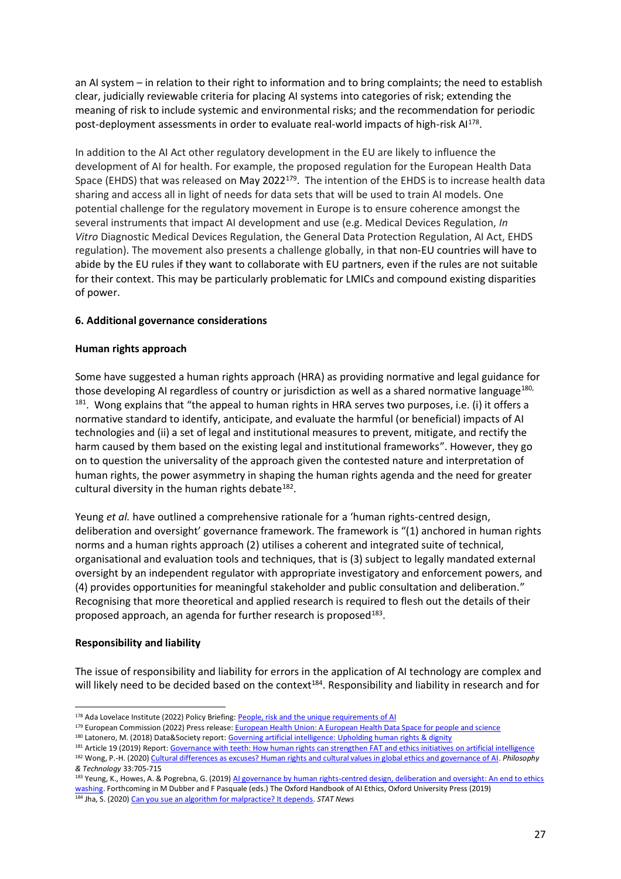an AI system – in relation to their right to information and to bring complaints; the need to establish clear, judicially reviewable criteria for placing AI systems into categories of risk; extending the meaning of risk to include systemic and environmental risks; and the recommendation for periodic post-deployment assessments in order to evaluate real-world impacts of high-risk AI[178].

In addition to the AI Act other regulatory development in the EU are likely to influence the development of AI for health. For example, the proposed regulation for the European Health Data Space (EHDS) that was released on May 2022[179]. The intention of the EHDS is to increase health data sharing and access all in light of needs for data sets that will be used to train AI models. One potential challenge for the regulatory movement in Europe is to ensure coherence amongst the several instruments that impact AI development and use (e.g. Medical Devices Regulation, *In Vitro* Diagnostic Medical Devices Regulation, the General Data Protection Regulation, AI Act, EHDS regulation). The movement also presents a challenge globally, in that non-EU countries will have to abide by the EU rules if they want to collaborate with EU partners, even if the rules are not suitable for their context. This may be particularly problematic for LMICs and compound existing disparities of power.

## 6. Additional governance considerations

### Human rights approach

Some have suggested a human rights approach (HRA) as providing normative and legal guidance for those developing AI regardless of country or jurisdiction as well as a shared normative language[180, 181]. Wong explains that "the appeal to human rights in HRA serves two purposes, i.e. (i) it offers a normative standard to identify, anticipate, and evaluate the harmful (or beneficial) impacts of AI technologies and (ii) a set of legal and institutional measures to prevent, mitigate, and rectify the harm caused by them based on the existing legal and institutional frameworks". However, they go on to question the universality of the approach given the contested nature and interpretation of human rights, the power asymmetry in shaping the human rights agenda and the need for greater cultural diversity in the human rights debate[182].

Yeung *et al.* have outlined a comprehensive rationale for a 'human rights-centred design, deliberation and oversight' governance framework. The framework is "(1) anchored in human rights norms and a human rights approach (2) utilises a coherent and integrated suite of technical, organisational and evaluation tools and techniques, that is (3) subject to legally mandated external oversight by an independent regulator with appropriate investigatory and enforcement powers, and (4) provides opportunities for meaningful stakeholder and public consultation and deliberation." Recognising that more theoretical and applied research is required to flesh out the details of their proposed approach, an agenda for further research is proposed[183].

### Responsibility and liability

The issue of responsibility and liability for errors in the application of AI technology are complex and will likely need to be decided based on the context[184]. Responsibility and liability in research and for

---

[178] Ada Lovelace Institute (2022) Policy Briefing: People, risk and the unique requirements of AI

[179] European Commission (2022) Press release: European Health Union: A European Health Data Space for people and science

[180] Latonero, M. (2018) Data&Society report: Governing artificial intelligence: Upholding human rights & dignity

[181] Article 19 (2019) Report: Governance with teeth: How human rights can strengthen FAT and ethics initiatives on artificial intelligence

[182] Wong, P.-H. (2020) Cultural differences as excuses? Human rights and cultural values in global ethics and governance of AI. *Philosophy & Technology* 33:705-715

[183] Yeung, K., Howes, A. & Pogrebna, G. (2019) AI governance by human rights-centred design, deliberation and oversight: An end to ethics washing. Forthcoming in M Dubber and F Pasquale (eds.) The Oxford Handbook of AI Ethics, Oxford University Press (2019)

[184] Jha, S. (2020) Can you sue an algorithm for malpractice? It depends. *STAT News*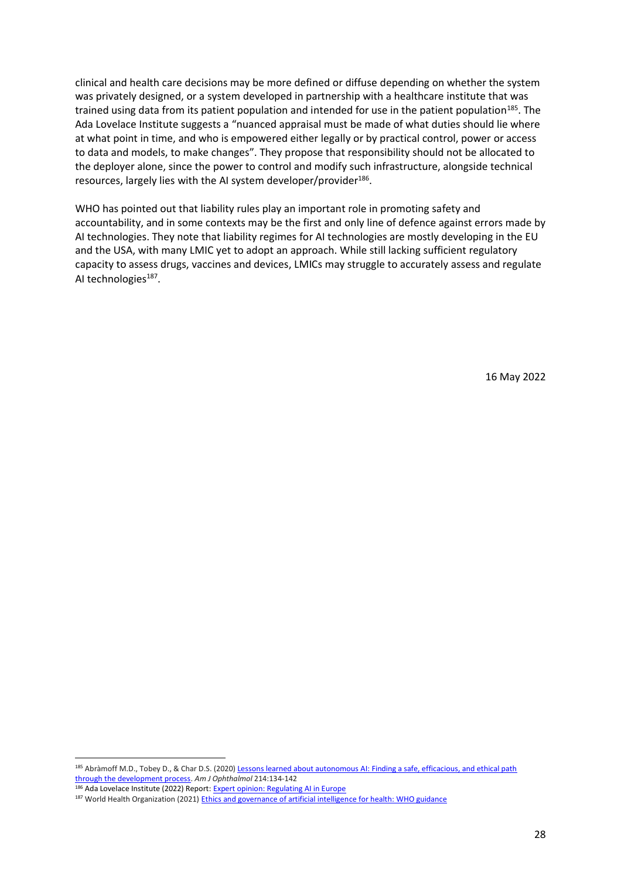clinical and health care decisions may be more defined or diffuse depending on whether the system was privately designed, or a system developed in partnership with a healthcare institute that was trained using data from its patient population and intended for use in the patient population[185]. The Ada Lovelace Institute suggests a "nuanced appraisal must be made of what duties should lie where at what point in time, and who is empowered either legally or by practical control, power or access to data and models, to make changes". They propose that responsibility should not be allocated to the deployer alone, since the power to control and modify such infrastructure, alongside technical resources, largely lies with the AI system developer/provider[186].

WHO has pointed out that liability rules play an important role in promoting safety and accountability, and in some contexts may be the first and only line of defence against errors made by AI technologies. They note that liability regimes for AI technologies are mostly developing in the EU and the USA, with many LMIC yet to adopt an approach. While still lacking sufficient regulatory capacity to assess drugs, vaccines and devices, LMICs may struggle to accurately assess and regulate AI technologies[187].

16 May 2022

---

[185] Abràmoff M.D., Tobey D., & Char D.S. (2020) Lessons learned about autonomous AI: Finding a safe, efficacious, and ethical path through the development process. *Am J Ophthalmol* 214:134-142

[186] Ada Lovelace Institute (2022) Report: Expert opinion: Regulating AI in Europe

[187] World Health Organization (2021) Ethics and governance of artificial intelligence for health: WHO guidance